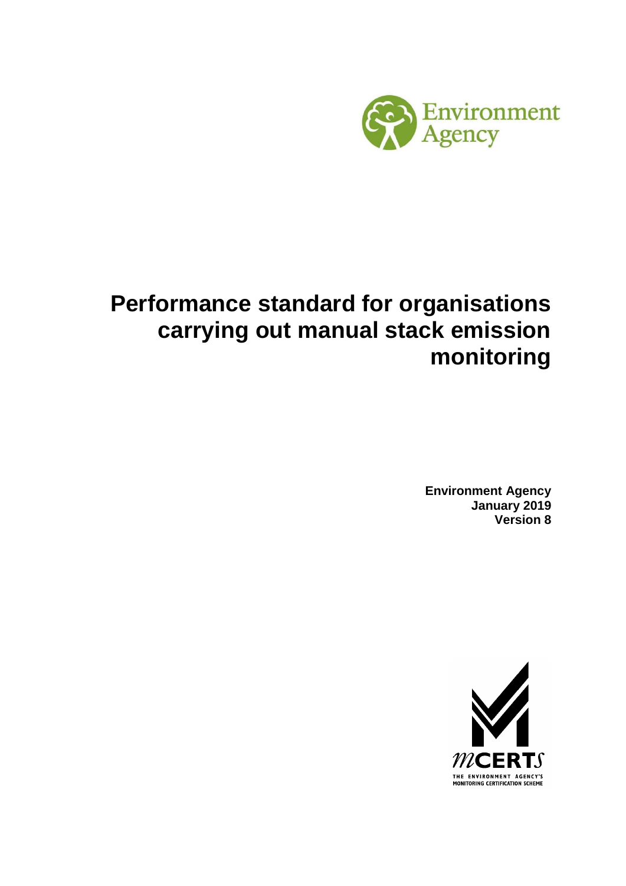Environment Agency

# Performance standard for organisations carrying out manual stack emission monitoring

**Environment Agency**
**January 2019**
**Version 8**

MCERTS
THE ENVIRONMENT AGENCY'S MONITORING CERTIFICATION SCHEME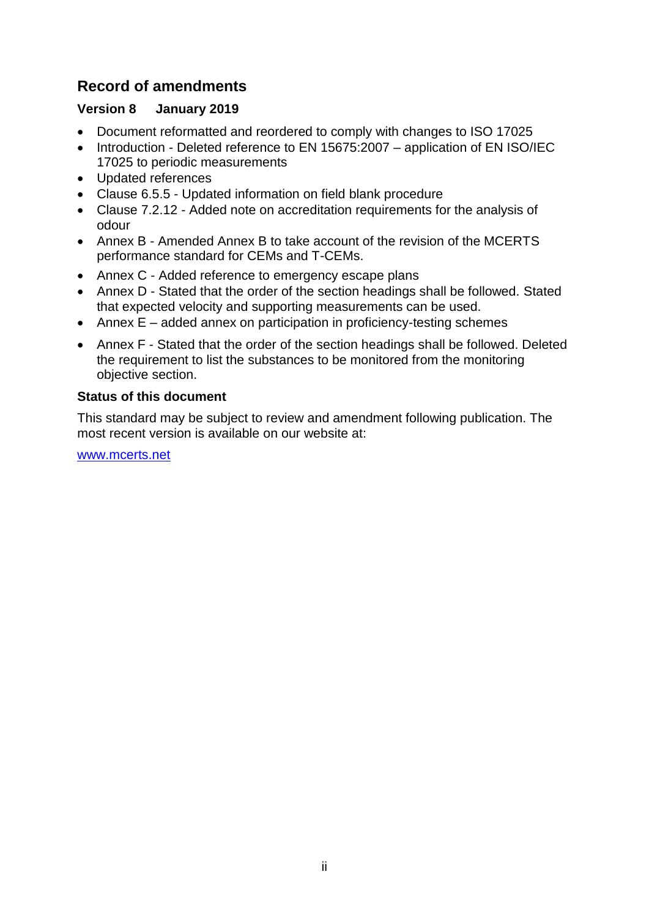## Record of amendments

### Version 8    January 2019

- Document reformatted and reordered to comply with changes to ISO 17025
- Introduction - Deleted reference to EN 15675:2007 – application of EN ISO/IEC 17025 to periodic measurements
- Updated references
- Clause 6.5.5 - Updated information on field blank procedure
- Clause 7.2.12 - Added note on accreditation requirements for the analysis of odour
- Annex B - Amended Annex B to take account of the revision of the MCERTS performance standard for CEMs and T-CEMs.
- Annex C - Added reference to emergency escape plans
- Annex D - Stated that the order of the section headings shall be followed. Stated that expected velocity and supporting measurements can be used.
- Annex E – added annex on participation in proficiency-testing schemes
- Annex F - Stated that the order of the section headings shall be followed. Deleted the requirement to list the substances to be monitored from the monitoring objective section.

### Status of this document

This standard may be subject to review and amendment following publication. The most recent version is available on our website at:

www.mcerts.net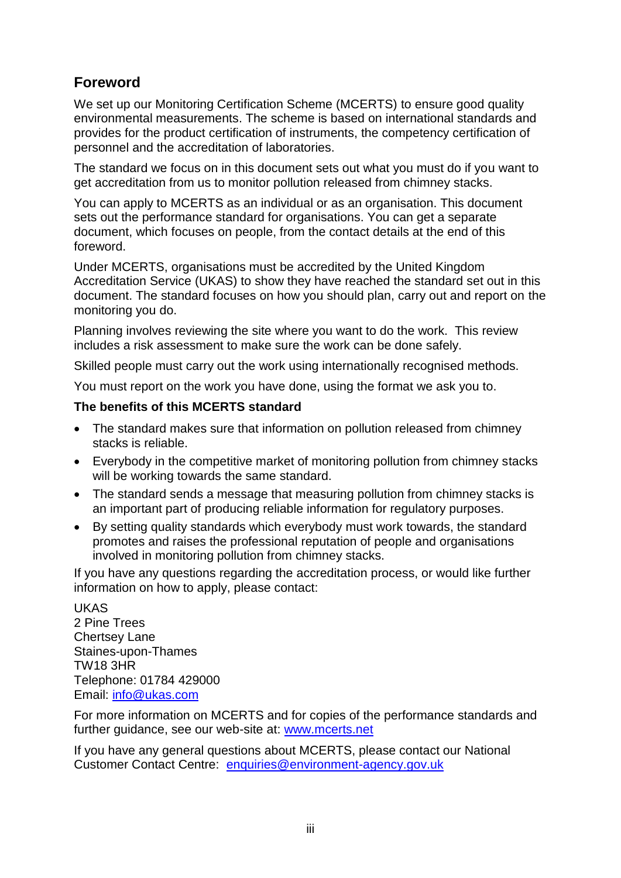## Foreword

We set up our Monitoring Certification Scheme (MCERTS) to ensure good quality environmental measurements. The scheme is based on international standards and provides for the product certification of instruments, the competency certification of personnel and the accreditation of laboratories.

The standard we focus on in this document sets out what you must do if you want to get accreditation from us to monitor pollution released from chimney stacks.

You can apply to MCERTS as an individual or as an organisation. This document sets out the performance standard for organisations. You can get a separate document, which focuses on people, from the contact details at the end of this foreword.

Under MCERTS, organisations must be accredited by the United Kingdom Accreditation Service (UKAS) to show they have reached the standard set out in this document. The standard focuses on how you should plan, carry out and report on the monitoring you do.

Planning involves reviewing the site where you want to do the work. This review includes a risk assessment to make sure the work can be done safely.

Skilled people must carry out the work using internationally recognised methods.

You must report on the work you have done, using the format we ask you to.

**The benefits of this MCERTS standard**

- The standard makes sure that information on pollution released from chimney stacks is reliable.
- Everybody in the competitive market of monitoring pollution from chimney stacks will be working towards the same standard.
- The standard sends a message that measuring pollution from chimney stacks is an important part of producing reliable information for regulatory purposes.
- By setting quality standards which everybody must work towards, the standard promotes and raises the professional reputation of people and organisations involved in monitoring pollution from chimney stacks.

If you have any questions regarding the accreditation process, or would like further information on how to apply, please contact:

UKAS
2 Pine Trees
Chertsey Lane
Staines-upon-Thames
TW18 3HR
Telephone: 01784 429000
Email: info@ukas.com

For more information on MCERTS and for copies of the performance standards and further guidance, see our web-site at: www.mcerts.net

If you have any general questions about MCERTS, please contact our National Customer Contact Centre: enquiries@environment-agency.gov.uk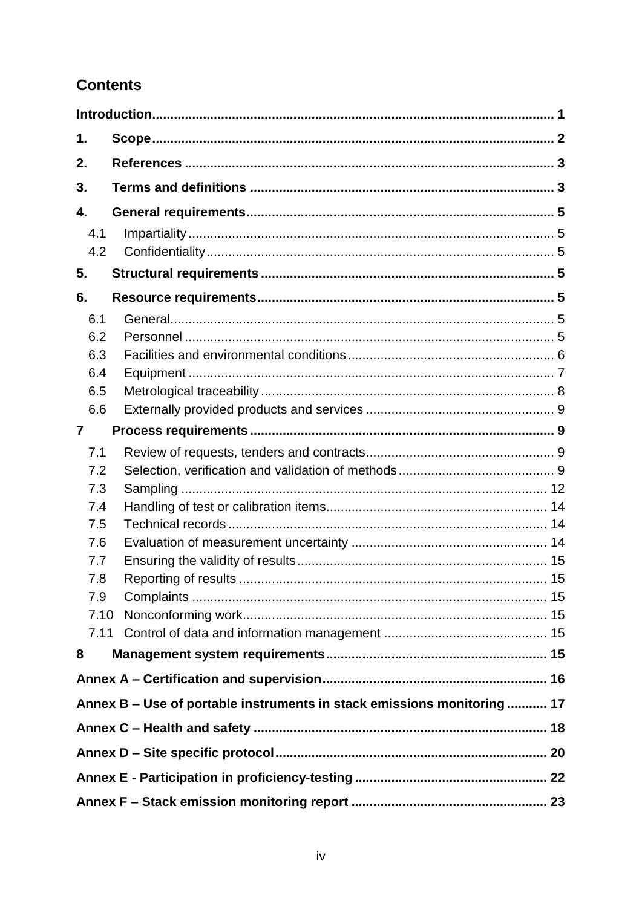## Contents

**Introduction** ..... 1

**1. Scope** ..... 2

**2. References** ..... 3

**3. Terms and definitions** ..... 3

**4. General requirements** ..... 5

- 4.1 Impartiality ..... 5
- 4.2 Confidentiality ..... 5

**5. Structural requirements** ..... 5

**6. Resource requirements** ..... 5

- 6.1 General ..... 5
- 6.2 Personnel ..... 5
- 6.3 Facilities and environmental conditions ..... 6
- 6.4 Equipment ..... 7
- 6.5 Metrological traceability ..... 8
- 6.6 Externally provided products and services ..... 9

**7 Process requirements** ..... 9

- 7.1 Review of requests, tenders and contracts ..... 9
- 7.2 Selection, verification and validation of methods ..... 9
- 7.3 Sampling ..... 12
- 7.4 Handling of test or calibration items ..... 14
- 7.5 Technical records ..... 14
- 7.6 Evaluation of measurement uncertainty ..... 14
- 7.7 Ensuring the validity of results ..... 15
- 7.8 Reporting of results ..... 15
- 7.9 Complaints ..... 15
- 7.10 Nonconforming work ..... 15
- 7.11 Control of data and information management ..... 15

**8 Management system requirements** ..... 15

**Annex A – Certification and supervision** ..... 16

**Annex B – Use of portable instruments in stack emissions monitoring** ..... 17

**Annex C – Health and safety** ..... 18

**Annex D – Site specific protocol** ..... 20

**Annex E - Participation in proficiency-testing** ..... 22

**Annex F – Stack emission monitoring report** ..... 23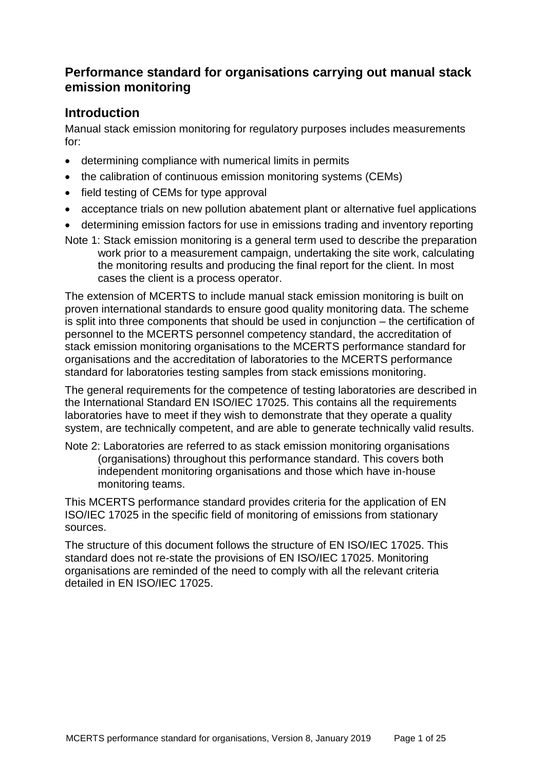## Performance standard for organisations carrying out manual stack emission monitoring

## Introduction

Manual stack emission monitoring for regulatory purposes includes measurements for:

- determining compliance with numerical limits in permits
- the calibration of continuous emission monitoring systems (CEMs)
- field testing of CEMs for type approval
- acceptance trials on new pollution abatement plant or alternative fuel applications
- determining emission factors for use in emissions trading and inventory reporting

Note 1: Stack emission monitoring is a general term used to describe the preparation work prior to a measurement campaign, undertaking the site work, calculating the monitoring results and producing the final report for the client. In most cases the client is a process operator.

The extension of MCERTS to include manual stack emission monitoring is built on proven international standards to ensure good quality monitoring data. The scheme is split into three components that should be used in conjunction – the certification of personnel to the MCERTS personnel competency standard, the accreditation of stack emission monitoring organisations to the MCERTS performance standard for organisations and the accreditation of laboratories to the MCERTS performance standard for laboratories testing samples from stack emissions monitoring.

The general requirements for the competence of testing laboratories are described in the International Standard EN ISO/IEC 17025. This contains all the requirements laboratories have to meet if they wish to demonstrate that they operate a quality system, are technically competent, and are able to generate technically valid results.

Note 2: Laboratories are referred to as stack emission monitoring organisations (organisations) throughout this performance standard. This covers both independent monitoring organisations and those which have in-house monitoring teams.

This MCERTS performance standard provides criteria for the application of EN ISO/IEC 17025 in the specific field of monitoring of emissions from stationary sources.

The structure of this document follows the structure of EN ISO/IEC 17025. This standard does not re-state the provisions of EN ISO/IEC 17025. Monitoring organisations are reminded of the need to comply with all the relevant criteria detailed in EN ISO/IEC 17025.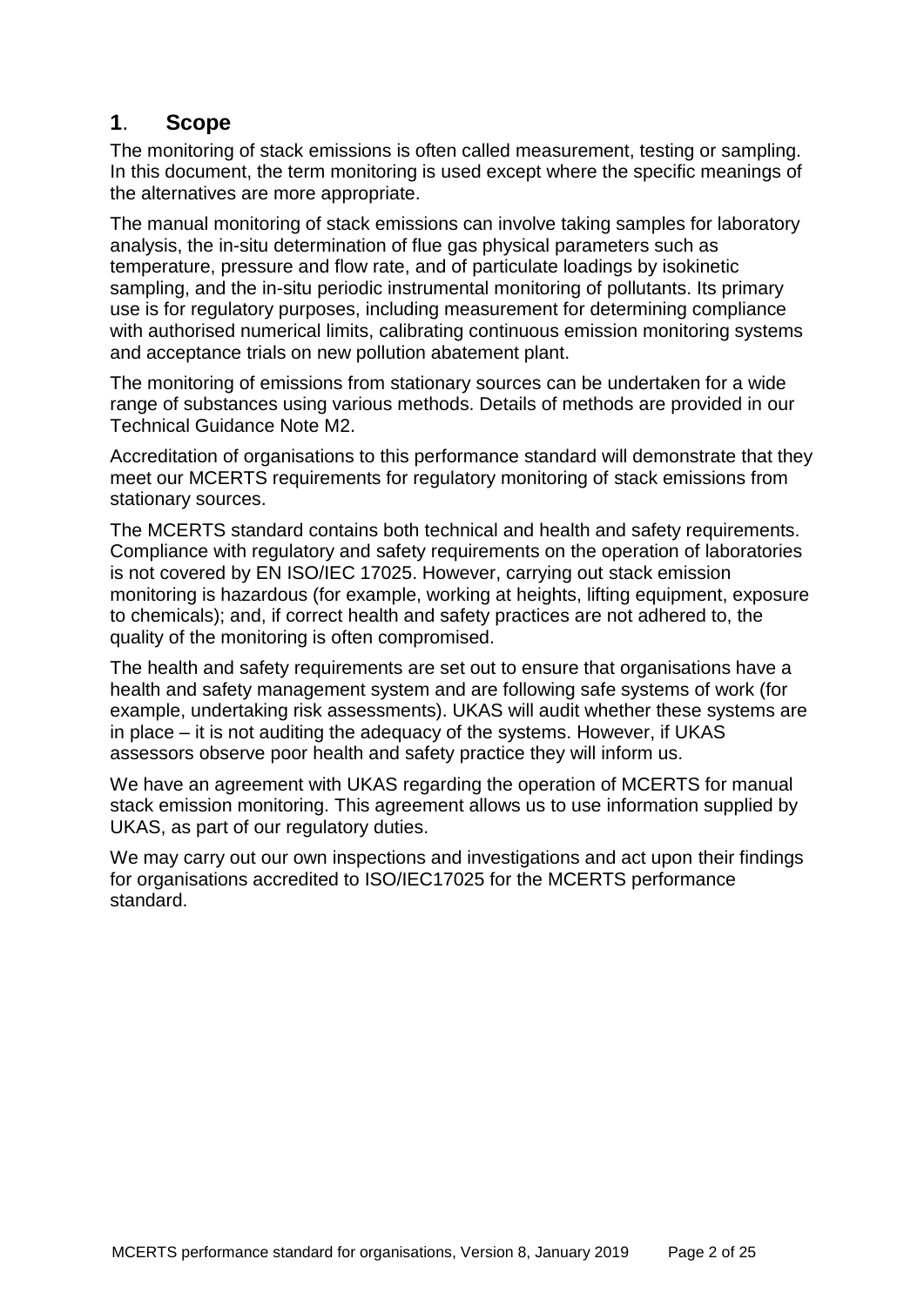## 1. Scope

The monitoring of stack emissions is often called measurement, testing or sampling. In this document, the term monitoring is used except where the specific meanings of the alternatives are more appropriate.

The manual monitoring of stack emissions can involve taking samples for laboratory analysis, the in-situ determination of flue gas physical parameters such as temperature, pressure and flow rate, and of particulate loadings by isokinetic sampling, and the in-situ periodic instrumental monitoring of pollutants. Its primary use is for regulatory purposes, including measurement for determining compliance with authorised numerical limits, calibrating continuous emission monitoring systems and acceptance trials on new pollution abatement plant.

The monitoring of emissions from stationary sources can be undertaken for a wide range of substances using various methods. Details of methods are provided in our Technical Guidance Note M2.

Accreditation of organisations to this performance standard will demonstrate that they meet our MCERTS requirements for regulatory monitoring of stack emissions from stationary sources.

The MCERTS standard contains both technical and health and safety requirements. Compliance with regulatory and safety requirements on the operation of laboratories is not covered by EN ISO/IEC 17025. However, carrying out stack emission monitoring is hazardous (for example, working at heights, lifting equipment, exposure to chemicals); and, if correct health and safety practices are not adhered to, the quality of the monitoring is often compromised.

The health and safety requirements are set out to ensure that organisations have a health and safety management system and are following safe systems of work (for example, undertaking risk assessments). UKAS will audit whether these systems are in place – it is not auditing the adequacy of the systems. However, if UKAS assessors observe poor health and safety practice they will inform us.

We have an agreement with UKAS regarding the operation of MCERTS for manual stack emission monitoring. This agreement allows us to use information supplied by UKAS, as part of our regulatory duties.

We may carry out our own inspections and investigations and act upon their findings for organisations accredited to ISO/IEC17025 for the MCERTS performance standard.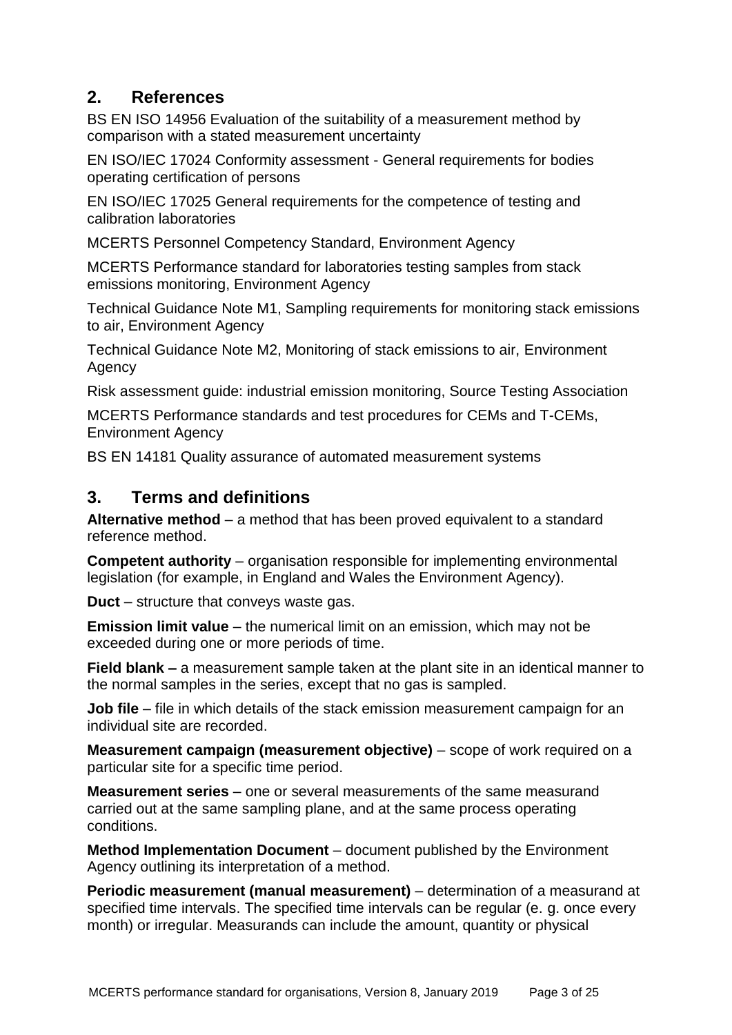## 2. References

BS EN ISO 14956 Evaluation of the suitability of a measurement method by comparison with a stated measurement uncertainty

EN ISO/IEC 17024 Conformity assessment - General requirements for bodies operating certification of persons

EN ISO/IEC 17025 General requirements for the competence of testing and calibration laboratories

MCERTS Personnel Competency Standard, Environment Agency

MCERTS Performance standard for laboratories testing samples from stack emissions monitoring, Environment Agency

Technical Guidance Note M1, Sampling requirements for monitoring stack emissions to air, Environment Agency

Technical Guidance Note M2, Monitoring of stack emissions to air, Environment Agency

Risk assessment guide: industrial emission monitoring, Source Testing Association

MCERTS Performance standards and test procedures for CEMs and T-CEMs, Environment Agency

BS EN 14181 Quality assurance of automated measurement systems

## 3. Terms and definitions

**Alternative method** – a method that has been proved equivalent to a standard reference method.

**Competent authority** – organisation responsible for implementing environmental legislation (for example, in England and Wales the Environment Agency).

**Duct** – structure that conveys waste gas.

**Emission limit value** – the numerical limit on an emission, which may not be exceeded during one or more periods of time.

**Field blank –** a measurement sample taken at the plant site in an identical manner to the normal samples in the series, except that no gas is sampled.

**Job file** – file in which details of the stack emission measurement campaign for an individual site are recorded.

**Measurement campaign (measurement objective)** – scope of work required on a particular site for a specific time period.

**Measurement series** – one or several measurements of the same measurand carried out at the same sampling plane, and at the same process operating conditions.

**Method Implementation Document** – document published by the Environment Agency outlining its interpretation of a method.

**Periodic measurement (manual measurement)** – determination of a measurand at specified time intervals. The specified time intervals can be regular (e. g. once every month) or irregular. Measurands can include the amount, quantity or physical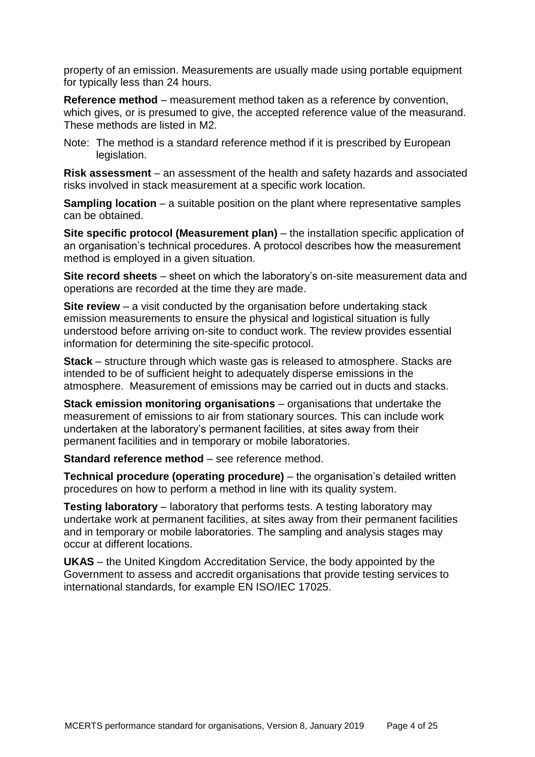property of an emission. Measurements are usually made using portable equipment for typically less than 24 hours.

**Reference method** – measurement method taken as a reference by convention, which gives, or is presumed to give, the accepted reference value of the measurand. These methods are listed in M2.

Note: The method is a standard reference method if it is prescribed by European legislation.

**Risk assessment** – an assessment of the health and safety hazards and associated risks involved in stack measurement at a specific work location.

**Sampling location** – a suitable position on the plant where representative samples can be obtained.

**Site specific protocol (Measurement plan)** – the installation specific application of an organisation's technical procedures. A protocol describes how the measurement method is employed in a given situation.

**Site record sheets** – sheet on which the laboratory's on-site measurement data and operations are recorded at the time they are made.

**Site review** – a visit conducted by the organisation before undertaking stack emission measurements to ensure the physical and logistical situation is fully understood before arriving on-site to conduct work. The review provides essential information for determining the site-specific protocol.

**Stack** – structure through which waste gas is released to atmosphere. Stacks are intended to be of sufficient height to adequately disperse emissions in the atmosphere. Measurement of emissions may be carried out in ducts and stacks.

**Stack emission monitoring organisations** – organisations that undertake the measurement of emissions to air from stationary sources. This can include work undertaken at the laboratory's permanent facilities, at sites away from their permanent facilities and in temporary or mobile laboratories.

**Standard reference method** – see reference method.

**Technical procedure (operating procedure)** – the organisation's detailed written procedures on how to perform a method in line with its quality system.

**Testing laboratory** – laboratory that performs tests. A testing laboratory may undertake work at permanent facilities, at sites away from their permanent facilities and in temporary or mobile laboratories. The sampling and analysis stages may occur at different locations.

**UKAS** – the United Kingdom Accreditation Service, the body appointed by the Government to assess and accredit organisations that provide testing services to international standards, for example EN ISO/IEC 17025.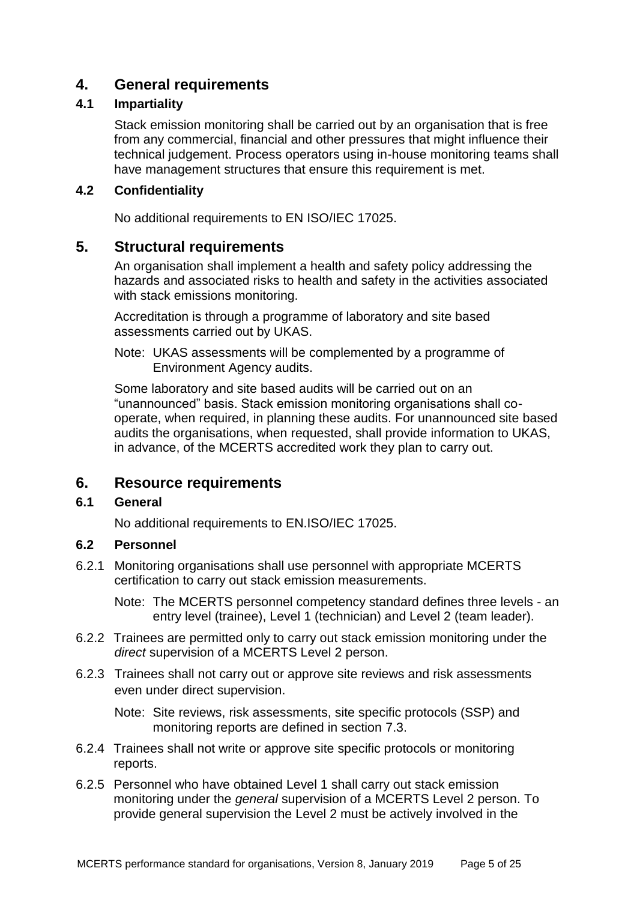# 4. General requirements

## 4.1 Impartiality

Stack emission monitoring shall be carried out by an organisation that is free from any commercial, financial and other pressures that might influence their technical judgement. Process operators using in-house monitoring teams shall have management structures that ensure this requirement is met.

## 4.2 Confidentiality

No additional requirements to EN ISO/IEC 17025.

# 5. Structural requirements

An organisation shall implement a health and safety policy addressing the hazards and associated risks to health and safety in the activities associated with stack emissions monitoring.

Accreditation is through a programme of laboratory and site based assessments carried out by UKAS.

Note: UKAS assessments will be complemented by a programme of Environment Agency audits.

Some laboratory and site based audits will be carried out on an "unannounced" basis. Stack emission monitoring organisations shall co-operate, when required, in planning these audits. For unannounced site based audits the organisations, when requested, shall provide information to UKAS, in advance, of the MCERTS accredited work they plan to carry out.

# 6. Resource requirements

## 6.1 General

No additional requirements to EN.ISO/IEC 17025.

## 6.2 Personnel

6.2.1 Monitoring organisations shall use personnel with appropriate MCERTS certification to carry out stack emission measurements.

Note: The MCERTS personnel competency standard defines three levels - an entry level (trainee), Level 1 (technician) and Level 2 (team leader).

6.2.2 Trainees are permitted only to carry out stack emission monitoring under the *direct* supervision of a MCERTS Level 2 person.

6.2.3 Trainees shall not carry out or approve site reviews and risk assessments even under direct supervision.

Note: Site reviews, risk assessments, site specific protocols (SSP) and monitoring reports are defined in section 7.3.

6.2.4 Trainees shall not write or approve site specific protocols or monitoring reports.

6.2.5 Personnel who have obtained Level 1 shall carry out stack emission monitoring under the *general* supervision of a MCERTS Level 2 person. To provide general supervision the Level 2 must be actively involved in the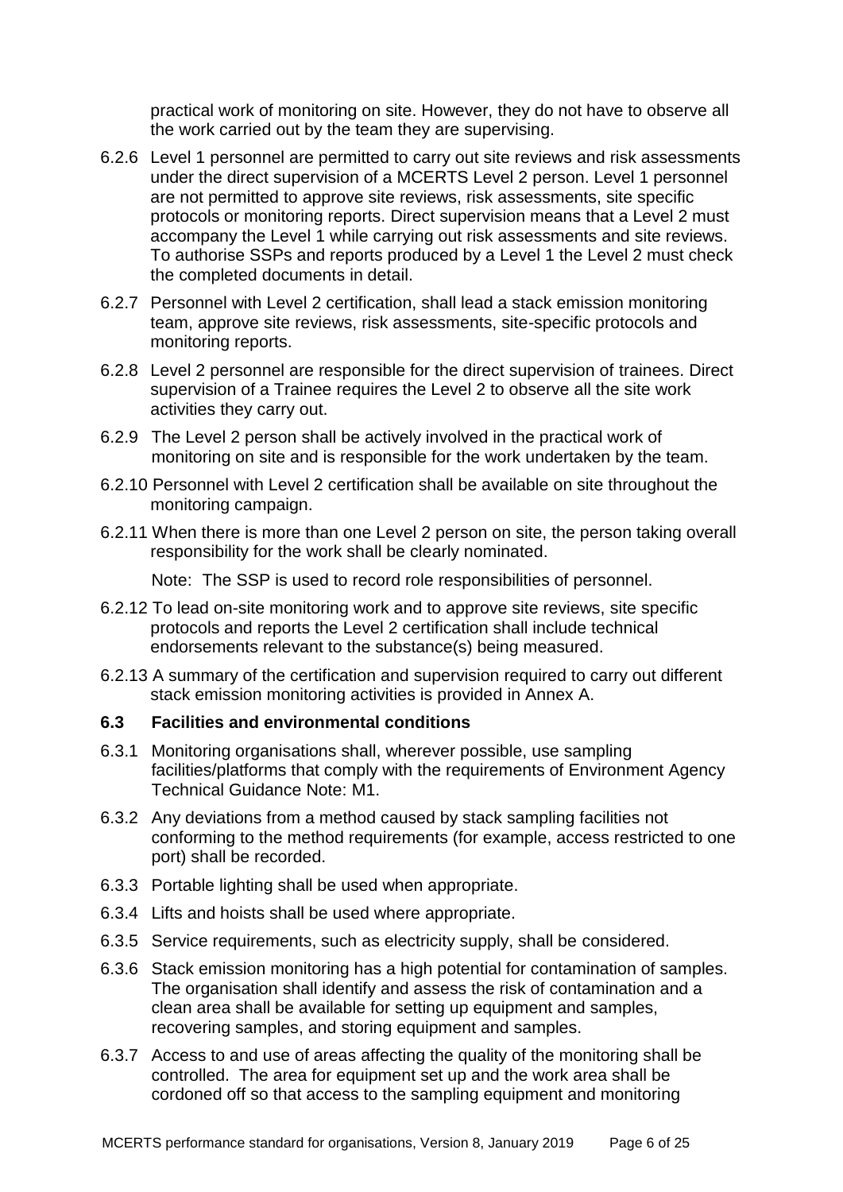practical work of monitoring on site. However, they do not have to observe all the work carried out by the team they are supervising.

6.2.6 Level 1 personnel are permitted to carry out site reviews and risk assessments under the direct supervision of a MCERTS Level 2 person. Level 1 personnel are not permitted to approve site reviews, risk assessments, site specific protocols or monitoring reports. Direct supervision means that a Level 2 must accompany the Level 1 while carrying out risk assessments and site reviews. To authorise SSPs and reports produced by a Level 1 the Level 2 must check the completed documents in detail.

6.2.7 Personnel with Level 2 certification, shall lead a stack emission monitoring team, approve site reviews, risk assessments, site-specific protocols and monitoring reports.

6.2.8 Level 2 personnel are responsible for the direct supervision of trainees. Direct supervision of a Trainee requires the Level 2 to observe all the site work activities they carry out.

6.2.9 The Level 2 person shall be actively involved in the practical work of monitoring on site and is responsible for the work undertaken by the team.

6.2.10 Personnel with Level 2 certification shall be available on site throughout the monitoring campaign.

6.2.11 When there is more than one Level 2 person on site, the person taking overall responsibility for the work shall be clearly nominated.

Note: The SSP is used to record role responsibilities of personnel.

6.2.12 To lead on-site monitoring work and to approve site reviews, site specific protocols and reports the Level 2 certification shall include technical endorsements relevant to the substance(s) being measured.

6.2.13 A summary of the certification and supervision required to carry out different stack emission monitoring activities is provided in Annex A.

### 6.3 Facilities and environmental conditions

6.3.1 Monitoring organisations shall, wherever possible, use sampling facilities/platforms that comply with the requirements of Environment Agency Technical Guidance Note: M1.

6.3.2 Any deviations from a method caused by stack sampling facilities not conforming to the method requirements (for example, access restricted to one port) shall be recorded.

6.3.3 Portable lighting shall be used when appropriate.

6.3.4 Lifts and hoists shall be used where appropriate.

6.3.5 Service requirements, such as electricity supply, shall be considered.

6.3.6 Stack emission monitoring has a high potential for contamination of samples. The organisation shall identify and assess the risk of contamination and a clean area shall be available for setting up equipment and samples, recovering samples, and storing equipment and samples.

6.3.7 Access to and use of areas affecting the quality of the monitoring shall be controlled. The area for equipment set up and the work area shall be cordoned off so that access to the sampling equipment and monitoring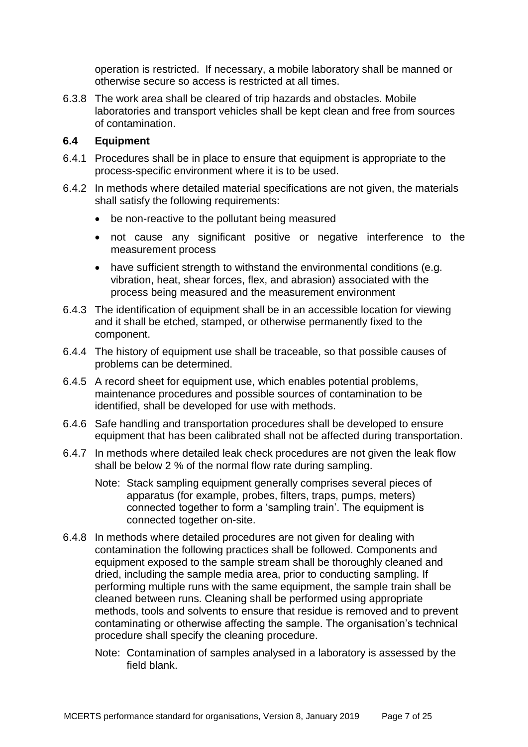operation is restricted. If necessary, a mobile laboratory shall be manned or otherwise secure so access is restricted at all times.

6.3.8 The work area shall be cleared of trip hazards and obstacles. Mobile laboratories and transport vehicles shall be kept clean and free from sources of contamination.

### 6.4 Equipment

6.4.1 Procedures shall be in place to ensure that equipment is appropriate to the process-specific environment where it is to be used.

6.4.2 In methods where detailed material specifications are not given, the materials shall satisfy the following requirements:

- be non-reactive to the pollutant being measured
- not cause any significant positive or negative interference to the measurement process
- have sufficient strength to withstand the environmental conditions (e.g. vibration, heat, shear forces, flex, and abrasion) associated with the process being measured and the measurement environment

6.4.3 The identification of equipment shall be in an accessible location for viewing and it shall be etched, stamped, or otherwise permanently fixed to the component.

6.4.4 The history of equipment use shall be traceable, so that possible causes of problems can be determined.

6.4.5 A record sheet for equipment use, which enables potential problems, maintenance procedures and possible sources of contamination to be identified, shall be developed for use with methods.

6.4.6 Safe handling and transportation procedures shall be developed to ensure equipment that has been calibrated shall not be affected during transportation.

6.4.7 In methods where detailed leak check procedures are not given the leak flow shall be below 2 % of the normal flow rate during sampling.

Note: Stack sampling equipment generally comprises several pieces of apparatus (for example, probes, filters, traps, pumps, meters) connected together to form a 'sampling train'. The equipment is connected together on-site.

6.4.8 In methods where detailed procedures are not given for dealing with contamination the following practices shall be followed. Components and equipment exposed to the sample stream shall be thoroughly cleaned and dried, including the sample media area, prior to conducting sampling. If performing multiple runs with the same equipment, the sample train shall be cleaned between runs. Cleaning shall be performed using appropriate methods, tools and solvents to ensure that residue is removed and to prevent contaminating or otherwise affecting the sample. The organisation's technical procedure shall specify the cleaning procedure.

Note: Contamination of samples analysed in a laboratory is assessed by the field blank.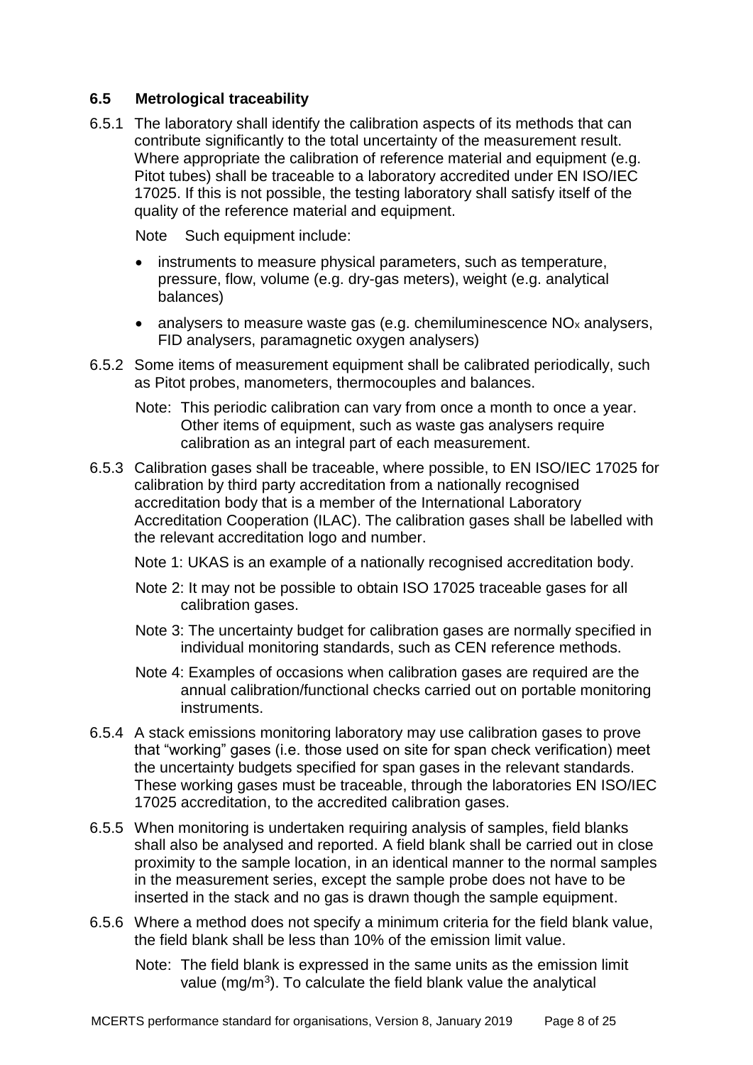## 6.5 Metrological traceability

6.5.1 The laboratory shall identify the calibration aspects of its methods that can contribute significantly to the total uncertainty of the measurement result. Where appropriate the calibration of reference material and equipment (e.g. Pitot tubes) shall be traceable to a laboratory accredited under EN ISO/IEC 17025. If this is not possible, the testing laboratory shall satisfy itself of the quality of the reference material and equipment.

Note Such equipment include:

- instruments to measure physical parameters, such as temperature, pressure, flow, volume (e.g. dry-gas meters), weight (e.g. analytical balances)
- analysers to measure waste gas (e.g. chemiluminescence $NO_x$ analysers, FID analysers, paramagnetic oxygen analysers)

6.5.2 Some items of measurement equipment shall be calibrated periodically, such as Pitot probes, manometers, thermocouples and balances.

Note: This periodic calibration can vary from once a month to once a year. Other items of equipment, such as waste gas analysers require calibration as an integral part of each measurement.

6.5.3 Calibration gases shall be traceable, where possible, to EN ISO/IEC 17025 for calibration by third party accreditation from a nationally recognised accreditation body that is a member of the International Laboratory Accreditation Cooperation (ILAC). The calibration gases shall be labelled with the relevant accreditation logo and number.

Note 1: UKAS is an example of a nationally recognised accreditation body.

Note 2: It may not be possible to obtain ISO 17025 traceable gases for all calibration gases.

Note 3: The uncertainty budget for calibration gases are normally specified in individual monitoring standards, such as CEN reference methods.

Note 4: Examples of occasions when calibration gases are required are the annual calibration/functional checks carried out on portable monitoring instruments.

6.5.4 A stack emissions monitoring laboratory may use calibration gases to prove that "working" gases (i.e. those used on site for span check verification) meet the uncertainty budgets specified for span gases in the relevant standards. These working gases must be traceable, through the laboratories EN ISO/IEC 17025 accreditation, to the accredited calibration gases.

6.5.5 When monitoring is undertaken requiring analysis of samples, field blanks shall also be analysed and reported. A field blank shall be carried out in close proximity to the sample location, in an identical manner to the normal samples in the measurement series, except the sample probe does not have to be inserted in the stack and no gas is drawn though the sample equipment.

6.5.6 Where a method does not specify a minimum criteria for the field blank value, the field blank shall be less than 10% of the emission limit value.

Note: The field blank is expressed in the same units as the emission limit value (mg/m$^3$). To calculate the field blank value the analytical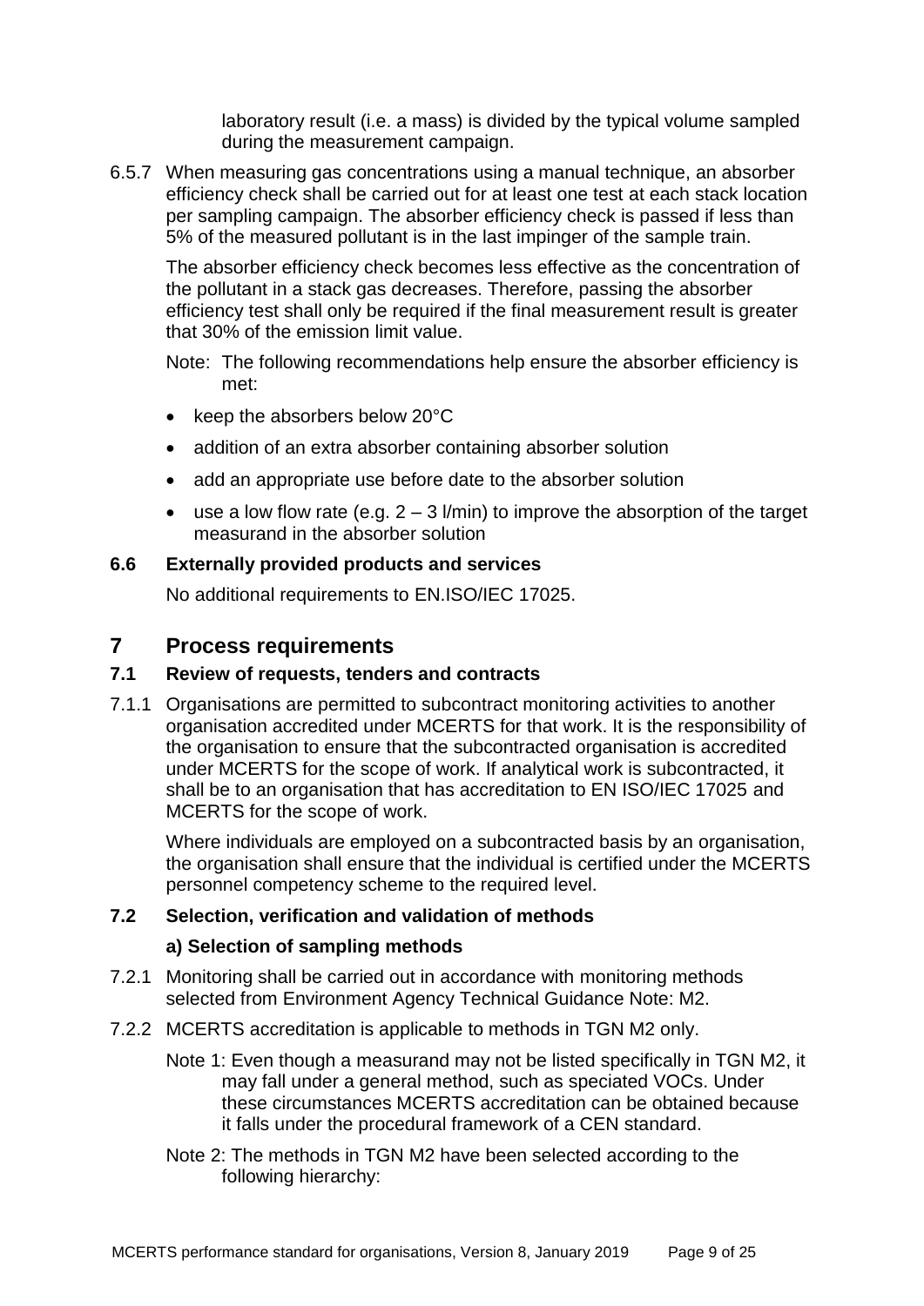laboratory result (i.e. a mass) is divided by the typical volume sampled during the measurement campaign.

6.5.7 When measuring gas concentrations using a manual technique, an absorber efficiency check shall be carried out for at least one test at each stack location per sampling campaign. The absorber efficiency check is passed if less than 5% of the measured pollutant is in the last impinger of the sample train.

The absorber efficiency check becomes less effective as the concentration of the pollutant in a stack gas decreases. Therefore, passing the absorber efficiency test shall only be required if the final measurement result is greater that 30% of the emission limit value.

Note: The following recommendations help ensure the absorber efficiency is met:

- keep the absorbers below 20°C
- addition of an extra absorber containing absorber solution
- add an appropriate use before date to the absorber solution
- use a low flow rate (e.g. 2 – 3 l/min) to improve the absorption of the target measurand in the absorber solution

### 6.6 Externally provided products and services

No additional requirements to EN.ISO/IEC 17025.

# 7 Process requirements

### 7.1 Review of requests, tenders and contracts

7.1.1 Organisations are permitted to subcontract monitoring activities to another organisation accredited under MCERTS for that work. It is the responsibility of the organisation to ensure that the subcontracted organisation is accredited under MCERTS for the scope of work. If analytical work is subcontracted, it shall be to an organisation that has accreditation to EN ISO/IEC 17025 and MCERTS for the scope of work.

Where individuals are employed on a subcontracted basis by an organisation, the organisation shall ensure that the individual is certified under the MCERTS personnel competency scheme to the required level.

### 7.2 Selection, verification and validation of methods

**a) Selection of sampling methods**

7.2.1 Monitoring shall be carried out in accordance with monitoring methods selected from Environment Agency Technical Guidance Note: M2.

7.2.2 MCERTS accreditation is applicable to methods in TGN M2 only.

Note 1: Even though a measurand may not be listed specifically in TGN M2, it may fall under a general method, such as speciated VOCs. Under these circumstances MCERTS accreditation can be obtained because it falls under the procedural framework of a CEN standard.

Note 2: The methods in TGN M2 have been selected according to the following hierarchy: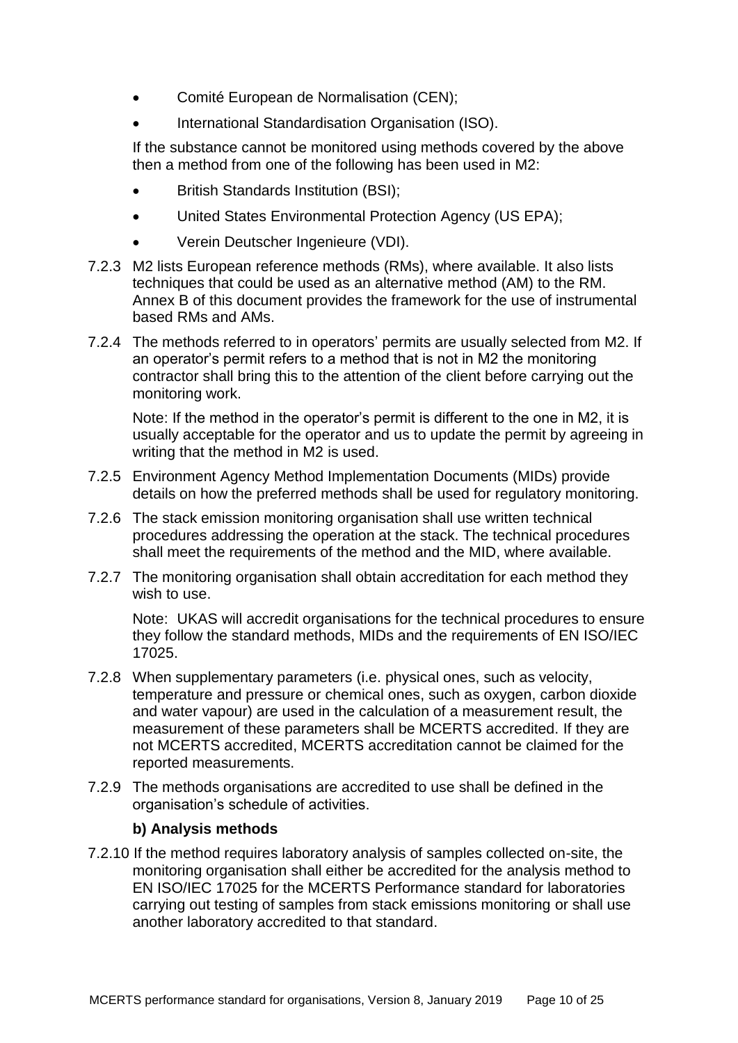- Comité European de Normalisation (CEN);
- International Standardisation Organisation (ISO).

If the substance cannot be monitored using methods covered by the above then a method from one of the following has been used in M2:

- British Standards Institution (BSI);
- United States Environmental Protection Agency (US EPA);
- Verein Deutscher Ingenieure (VDI).

7.2.3 M2 lists European reference methods (RMs), where available. It also lists techniques that could be used as an alternative method (AM) to the RM. Annex B of this document provides the framework for the use of instrumental based RMs and AMs.

7.2.4 The methods referred to in operators' permits are usually selected from M2. If an operator's permit refers to a method that is not in M2 the monitoring contractor shall bring this to the attention of the client before carrying out the monitoring work.

Note: If the method in the operator's permit is different to the one in M2, it is usually acceptable for the operator and us to update the permit by agreeing in writing that the method in M2 is used.

7.2.5 Environment Agency Method Implementation Documents (MIDs) provide details on how the preferred methods shall be used for regulatory monitoring.

7.2.6 The stack emission monitoring organisation shall use written technical procedures addressing the operation at the stack. The technical procedures shall meet the requirements of the method and the MID, where available.

7.2.7 The monitoring organisation shall obtain accreditation for each method they wish to use.

Note: UKAS will accredit organisations for the technical procedures to ensure they follow the standard methods, MIDs and the requirements of EN ISO/IEC 17025.

7.2.8 When supplementary parameters (i.e. physical ones, such as velocity, temperature and pressure or chemical ones, such as oxygen, carbon dioxide and water vapour) are used in the calculation of a measurement result, the measurement of these parameters shall be MCERTS accredited. If they are not MCERTS accredited, MCERTS accreditation cannot be claimed for the reported measurements.

7.2.9 The methods organisations are accredited to use shall be defined in the organisation's schedule of activities.

**b) Analysis methods**

7.2.10 If the method requires laboratory analysis of samples collected on-site, the monitoring organisation shall either be accredited for the analysis method to EN ISO/IEC 17025 for the MCERTS Performance standard for laboratories carrying out testing of samples from stack emissions monitoring or shall use another laboratory accredited to that standard.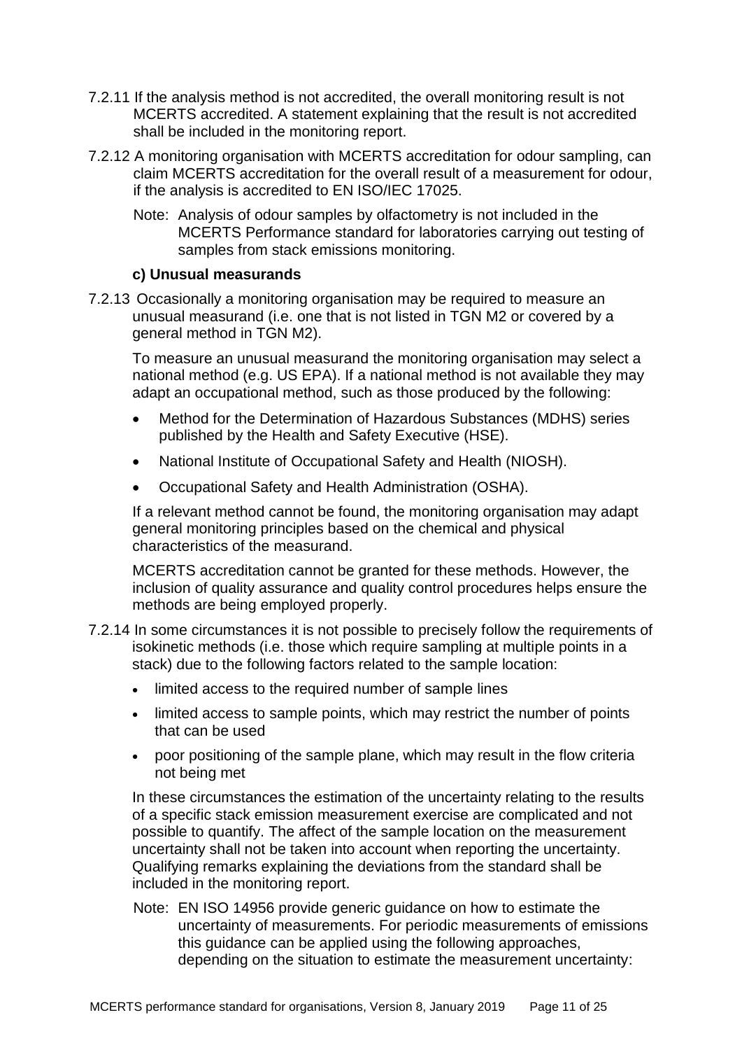7.2.11 If the analysis method is not accredited, the overall monitoring result is not MCERTS accredited. A statement explaining that the result is not accredited shall be included in the monitoring report.

7.2.12 A monitoring organisation with MCERTS accreditation for odour sampling, can claim MCERTS accreditation for the overall result of a measurement for odour, if the analysis is accredited to EN ISO/IEC 17025.

Note: Analysis of odour samples by olfactometry is not included in the MCERTS Performance standard for laboratories carrying out testing of samples from stack emissions monitoring.

**c) Unusual measurands**

7.2.13 Occasionally a monitoring organisation may be required to measure an unusual measurand (i.e. one that is not listed in TGN M2 or covered by a general method in TGN M2).

To measure an unusual measurand the monitoring organisation may select a national method (e.g. US EPA). If a national method is not available they may adapt an occupational method, such as those produced by the following:

- Method for the Determination of Hazardous Substances (MDHS) series published by the Health and Safety Executive (HSE).
- National Institute of Occupational Safety and Health (NIOSH).
- Occupational Safety and Health Administration (OSHA).

If a relevant method cannot be found, the monitoring organisation may adapt general monitoring principles based on the chemical and physical characteristics of the measurand.

MCERTS accreditation cannot be granted for these methods. However, the inclusion of quality assurance and quality control procedures helps ensure the methods are being employed properly.

7.2.14 In some circumstances it is not possible to precisely follow the requirements of isokinetic methods (i.e. those which require sampling at multiple points in a stack) due to the following factors related to the sample location:

- limited access to the required number of sample lines
- limited access to sample points, which may restrict the number of points that can be used
- poor positioning of the sample plane, which may result in the flow criteria not being met

In these circumstances the estimation of the uncertainty relating to the results of a specific stack emission measurement exercise are complicated and not possible to quantify. The affect of the sample location on the measurement uncertainty shall not be taken into account when reporting the uncertainty. Qualifying remarks explaining the deviations from the standard shall be included in the monitoring report.

Note: EN ISO 14956 provide generic guidance on how to estimate the uncertainty of measurements. For periodic measurements of emissions this guidance can be applied using the following approaches, depending on the situation to estimate the measurement uncertainty: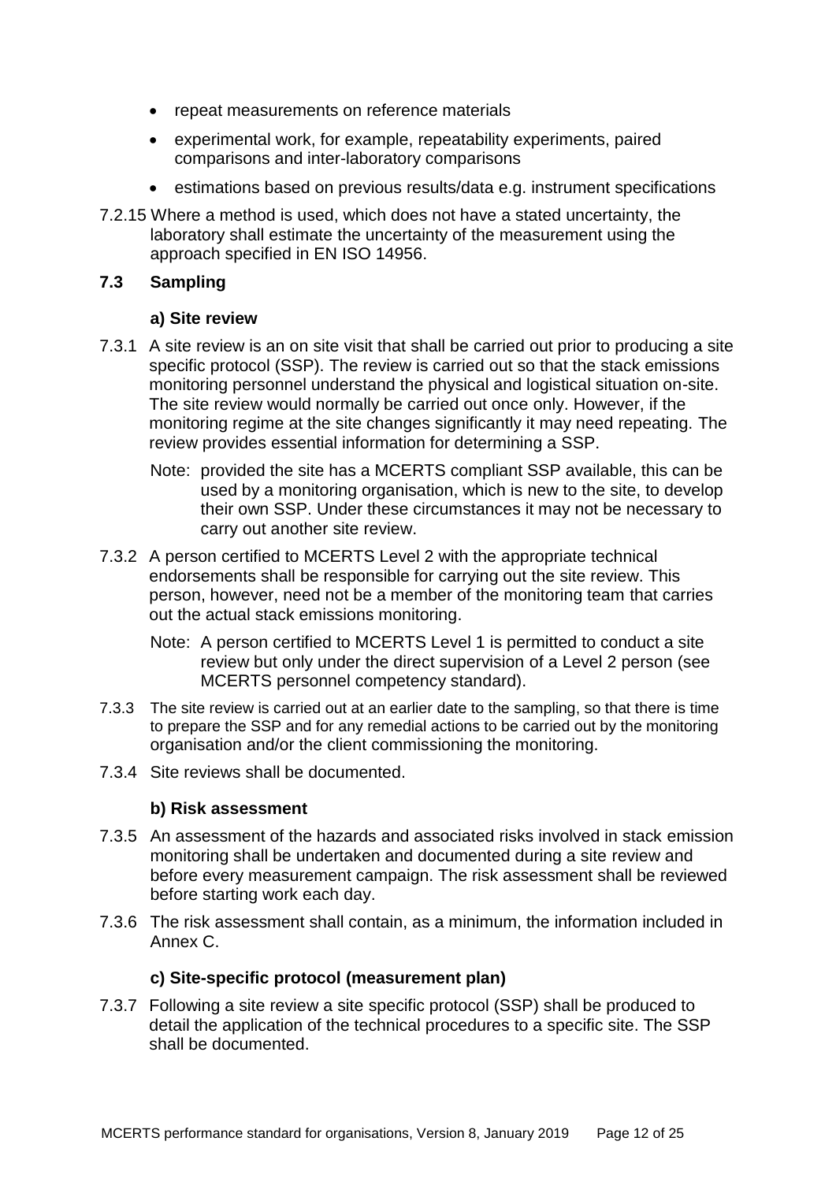- repeat measurements on reference materials
- experimental work, for example, repeatability experiments, paired comparisons and inter-laboratory comparisons
- estimations based on previous results/data e.g. instrument specifications

7.2.15 Where a method is used, which does not have a stated uncertainty, the laboratory shall estimate the uncertainty of the measurement using the approach specified in EN ISO 14956.

## 7.3 Sampling

### a) Site review

7.3.1 A site review is an on site visit that shall be carried out prior to producing a site specific protocol (SSP). The review is carried out so that the stack emissions monitoring personnel understand the physical and logistical situation on-site. The site review would normally be carried out once only. However, if the monitoring regime at the site changes significantly it may need repeating. The review provides essential information for determining a SSP.

Note: provided the site has a MCERTS compliant SSP available, this can be used by a monitoring organisation, which is new to the site, to develop their own SSP. Under these circumstances it may not be necessary to carry out another site review.

7.3.2 A person certified to MCERTS Level 2 with the appropriate technical endorsements shall be responsible for carrying out the site review. This person, however, need not be a member of the monitoring team that carries out the actual stack emissions monitoring.

Note: A person certified to MCERTS Level 1 is permitted to conduct a site review but only under the direct supervision of a Level 2 person (see MCERTS personnel competency standard).

7.3.3 The site review is carried out at an earlier date to the sampling, so that there is time to prepare the SSP and for any remedial actions to be carried out by the monitoring organisation and/or the client commissioning the monitoring.

7.3.4 Site reviews shall be documented.

### b) Risk assessment

7.3.5 An assessment of the hazards and associated risks involved in stack emission monitoring shall be undertaken and documented during a site review and before every measurement campaign. The risk assessment shall be reviewed before starting work each day.

7.3.6 The risk assessment shall contain, as a minimum, the information included in Annex C.

### c) Site-specific protocol (measurement plan)

7.3.7 Following a site review a site specific protocol (SSP) shall be produced to detail the application of the technical procedures to a specific site. The SSP shall be documented.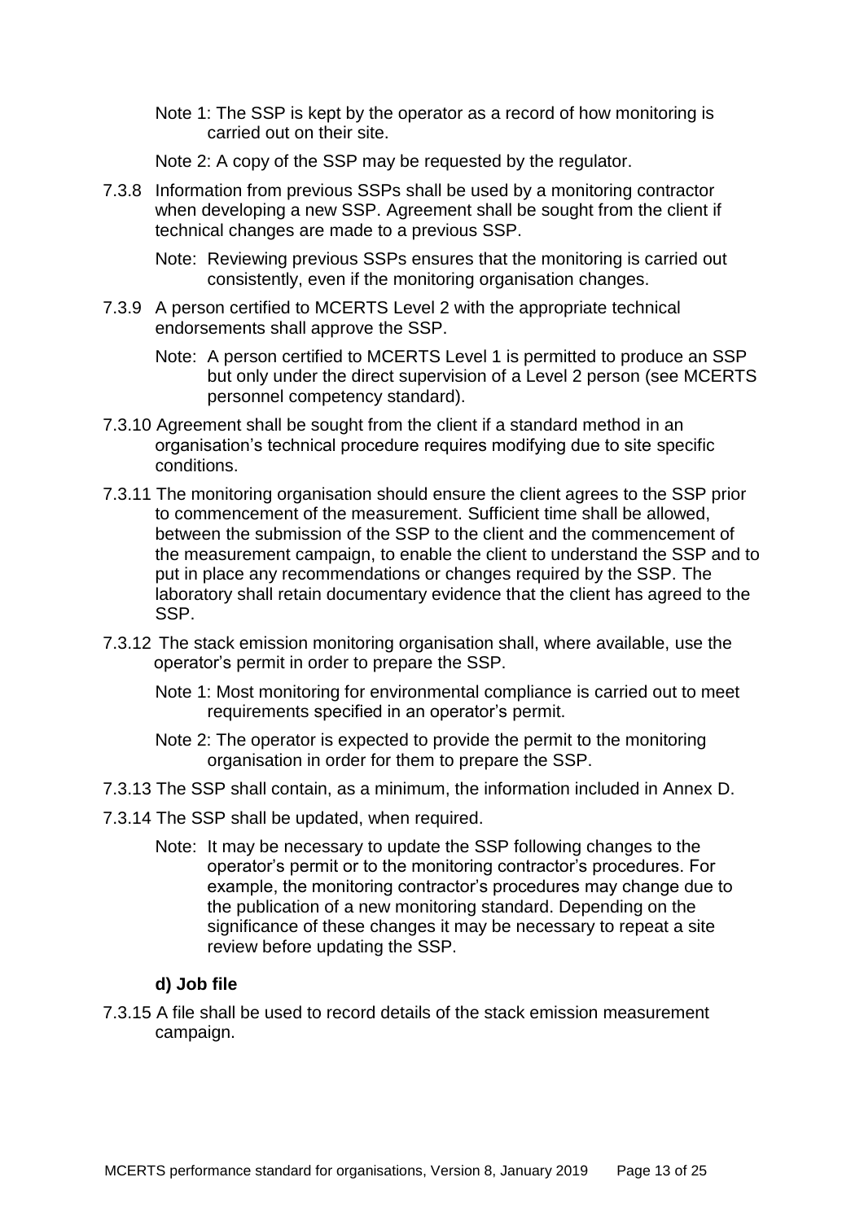Note 1: The SSP is kept by the operator as a record of how monitoring is carried out on their site.

Note 2: A copy of the SSP may be requested by the regulator.

7.3.8 Information from previous SSPs shall be used by a monitoring contractor when developing a new SSP. Agreement shall be sought from the client if technical changes are made to a previous SSP.

Note: Reviewing previous SSPs ensures that the monitoring is carried out consistently, even if the monitoring organisation changes.

7.3.9 A person certified to MCERTS Level 2 with the appropriate technical endorsements shall approve the SSP.

Note: A person certified to MCERTS Level 1 is permitted to produce an SSP but only under the direct supervision of a Level 2 person (see MCERTS personnel competency standard).

7.3.10 Agreement shall be sought from the client if a standard method in an organisation's technical procedure requires modifying due to site specific conditions.

7.3.11 The monitoring organisation should ensure the client agrees to the SSP prior to commencement of the measurement. Sufficient time shall be allowed, between the submission of the SSP to the client and the commencement of the measurement campaign, to enable the client to understand the SSP and to put in place any recommendations or changes required by the SSP. The laboratory shall retain documentary evidence that the client has agreed to the SSP.

7.3.12 The stack emission monitoring organisation shall, where available, use the operator's permit in order to prepare the SSP.

Note 1: Most monitoring for environmental compliance is carried out to meet requirements specified in an operator's permit.

Note 2: The operator is expected to provide the permit to the monitoring organisation in order for them to prepare the SSP.

7.3.13 The SSP shall contain, as a minimum, the information included in Annex D.

7.3.14 The SSP shall be updated, when required.

Note: It may be necessary to update the SSP following changes to the operator's permit or to the monitoring contractor's procedures. For example, the monitoring contractor's procedures may change due to the publication of a new monitoring standard. Depending on the significance of these changes it may be necessary to repeat a site review before updating the SSP.

**d) Job file**

7.3.15 A file shall be used to record details of the stack emission measurement campaign.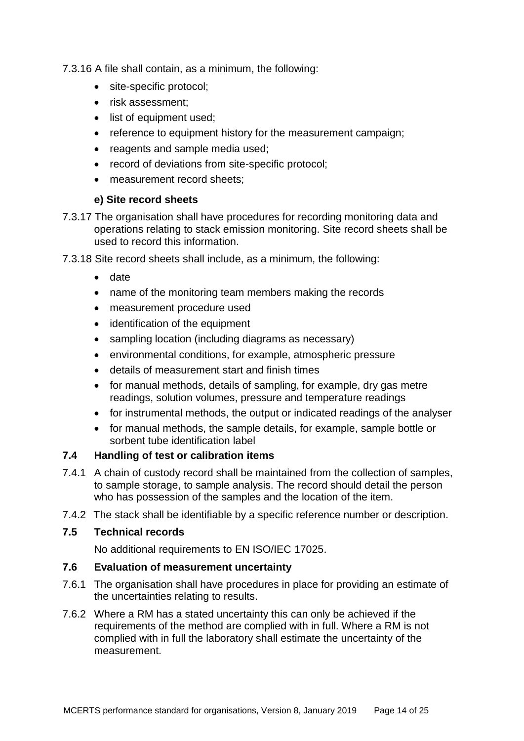7.3.16 A file shall contain, as a minimum, the following:

- site-specific protocol;
- risk assessment;
- list of equipment used;
- reference to equipment history for the measurement campaign;
- reagents and sample media used;
- record of deviations from site-specific protocol;
- measurement record sheets;

**e) Site record sheets**

7.3.17 The organisation shall have procedures for recording monitoring data and operations relating to stack emission monitoring. Site record sheets shall be used to record this information.

7.3.18 Site record sheets shall include, as a minimum, the following:

- date
- name of the monitoring team members making the records
- measurement procedure used
- identification of the equipment
- sampling location (including diagrams as necessary)
- environmental conditions, for example, atmospheric pressure
- details of measurement start and finish times
- for manual methods, details of sampling, for example, dry gas metre readings, solution volumes, pressure and temperature readings
- for instrumental methods, the output or indicated readings of the analyser
- for manual methods, the sample details, for example, sample bottle or sorbent tube identification label

### 7.4 Handling of test or calibration items

7.4.1 A chain of custody record shall be maintained from the collection of samples, to sample storage, to sample analysis. The record should detail the person who has possession of the samples and the location of the item.

7.4.2 The stack shall be identifiable by a specific reference number or description.

### 7.5 Technical records

No additional requirements to EN ISO/IEC 17025.

### 7.6 Evaluation of measurement uncertainty

7.6.1 The organisation shall have procedures in place for providing an estimate of the uncertainties relating to results.

7.6.2 Where a RM has a stated uncertainty this can only be achieved if the requirements of the method are complied with in full. Where a RM is not complied with in full the laboratory shall estimate the uncertainty of the measurement.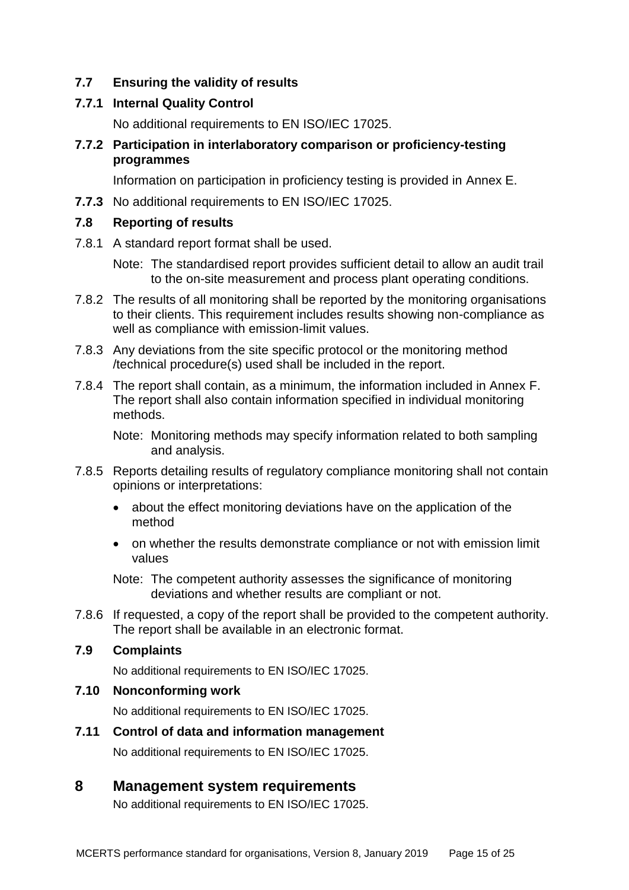### 7.7 Ensuring the validity of results

#### 7.7.1 Internal Quality Control

No additional requirements to EN ISO/IEC 17025.

#### 7.7.2 Participation in interlaboratory comparison or proficiency-testing programmes

Information on participation in proficiency testing is provided in Annex E.

**7.7.3** No additional requirements to EN ISO/IEC 17025.

### 7.8 Reporting of results

7.8.1 A standard report format shall be used.

Note: The standardised report provides sufficient detail to allow an audit trail to the on-site measurement and process plant operating conditions.

7.8.2 The results of all monitoring shall be reported by the monitoring organisations to their clients. This requirement includes results showing non-compliance as well as compliance with emission-limit values.

7.8.3 Any deviations from the site specific protocol or the monitoring method /technical procedure(s) used shall be included in the report.

7.8.4 The report shall contain, as a minimum, the information included in Annex F. The report shall also contain information specified in individual monitoring methods.

Note: Monitoring methods may specify information related to both sampling and analysis.

7.8.5 Reports detailing results of regulatory compliance monitoring shall not contain opinions or interpretations:

- about the effect monitoring deviations have on the application of the method
- on whether the results demonstrate compliance or not with emission limit values

Note: The competent authority assesses the significance of monitoring deviations and whether results are compliant or not.

7.8.6 If requested, a copy of the report shall be provided to the competent authority. The report shall be available in an electronic format.

### 7.9 Complaints

No additional requirements to EN ISO/IEC 17025.

### 7.10 Nonconforming work

No additional requirements to EN ISO/IEC 17025.

### 7.11 Control of data and information management

No additional requirements to EN ISO/IEC 17025.

## 8 Management system requirements

No additional requirements to EN ISO/IEC 17025.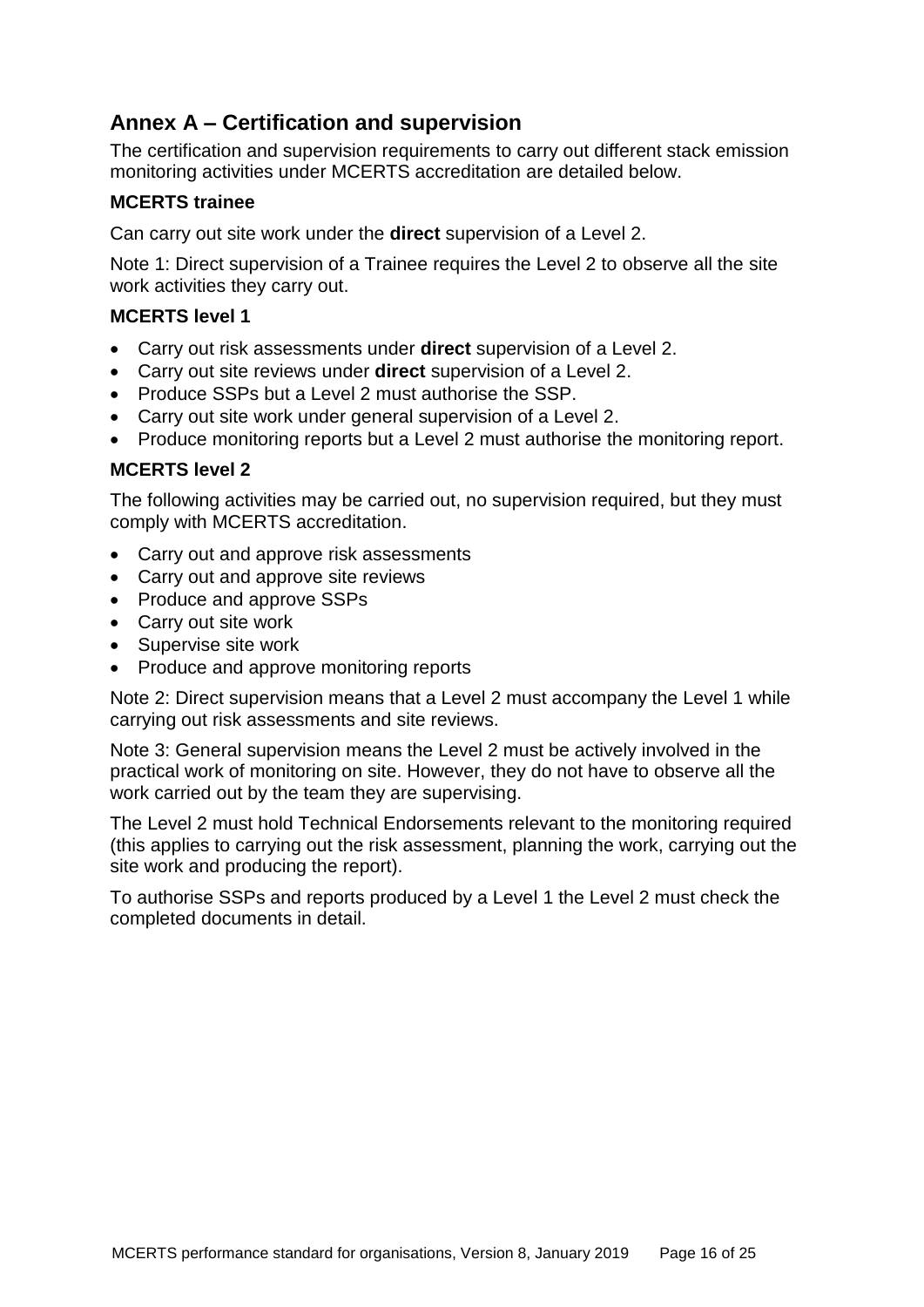## Annex A – Certification and supervision

The certification and supervision requirements to carry out different stack emission monitoring activities under MCERTS accreditation are detailed below.

### MCERTS trainee

Can carry out site work under the **direct** supervision of a Level 2.

Note 1: Direct supervision of a Trainee requires the Level 2 to observe all the site work activities they carry out.

### MCERTS level 1

- Carry out risk assessments under **direct** supervision of a Level 2.
- Carry out site reviews under **direct** supervision of a Level 2.
- Produce SSPs but a Level 2 must authorise the SSP.
- Carry out site work under general supervision of a Level 2.
- Produce monitoring reports but a Level 2 must authorise the monitoring report.

### MCERTS level 2

The following activities may be carried out, no supervision required, but they must comply with MCERTS accreditation.

- Carry out and approve risk assessments
- Carry out and approve site reviews
- Produce and approve SSPs
- Carry out site work
- Supervise site work
- Produce and approve monitoring reports

Note 2: Direct supervision means that a Level 2 must accompany the Level 1 while carrying out risk assessments and site reviews.

Note 3: General supervision means the Level 2 must be actively involved in the practical work of monitoring on site. However, they do not have to observe all the work carried out by the team they are supervising.

The Level 2 must hold Technical Endorsements relevant to the monitoring required (this applies to carrying out the risk assessment, planning the work, carrying out the site work and producing the report).

To authorise SSPs and reports produced by a Level 1 the Level 2 must check the completed documents in detail.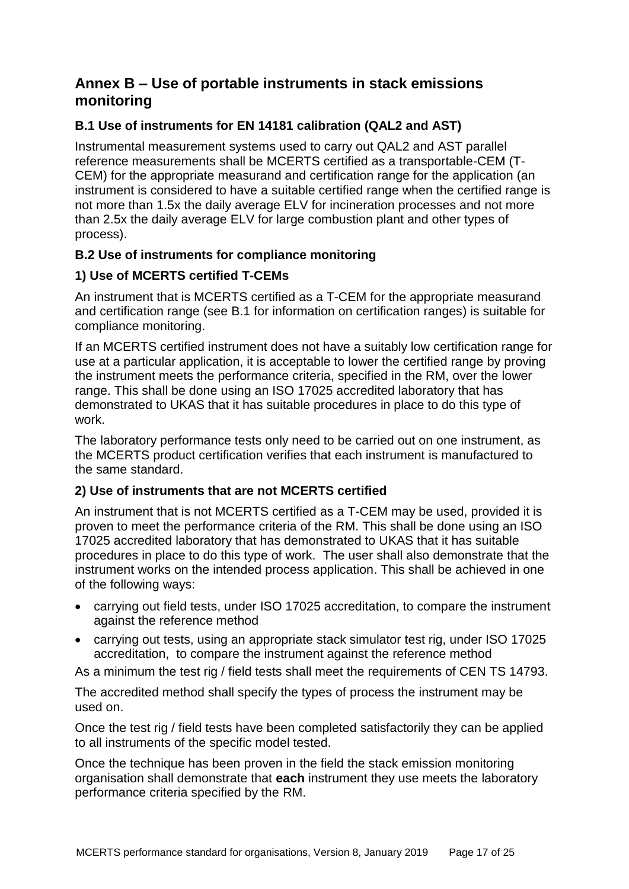# Annex B – Use of portable instruments in stack emissions monitoring

### B.1 Use of instruments for EN 14181 calibration (QAL2 and AST)

Instrumental measurement systems used to carry out QAL2 and AST parallel reference measurements shall be MCERTS certified as a transportable-CEM (T-CEM) for the appropriate measurand and certification range for the application (an instrument is considered to have a suitable certified range when the certified range is not more than 1.5x the daily average ELV for incineration processes and not more than 2.5x the daily average ELV for large combustion plant and other types of process).

### B.2 Use of instruments for compliance monitoring

### 1) Use of MCERTS certified T-CEMs

An instrument that is MCERTS certified as a T-CEM for the appropriate measurand and certification range (see B.1 for information on certification ranges) is suitable for compliance monitoring.

If an MCERTS certified instrument does not have a suitably low certification range for use at a particular application, it is acceptable to lower the certified range by proving the instrument meets the performance criteria, specified in the RM, over the lower range. This shall be done using an ISO 17025 accredited laboratory that has demonstrated to UKAS that it has suitable procedures in place to do this type of work.

The laboratory performance tests only need to be carried out on one instrument, as the MCERTS product certification verifies that each instrument is manufactured to the same standard.

### 2) Use of instruments that are not MCERTS certified

An instrument that is not MCERTS certified as a T-CEM may be used, provided it is proven to meet the performance criteria of the RM. This shall be done using an ISO 17025 accredited laboratory that has demonstrated to UKAS that it has suitable procedures in place to do this type of work. The user shall also demonstrate that the instrument works on the intended process application. This shall be achieved in one of the following ways:

- carrying out field tests, under ISO 17025 accreditation, to compare the instrument against the reference method
- carrying out tests, using an appropriate stack simulator test rig, under ISO 17025 accreditation, to compare the instrument against the reference method

As a minimum the test rig / field tests shall meet the requirements of CEN TS 14793.

The accredited method shall specify the types of process the instrument may be used on.

Once the test rig / field tests have been completed satisfactorily they can be applied to all instruments of the specific model tested.

Once the technique has been proven in the field the stack emission monitoring organisation shall demonstrate that **each** instrument they use meets the laboratory performance criteria specified by the RM.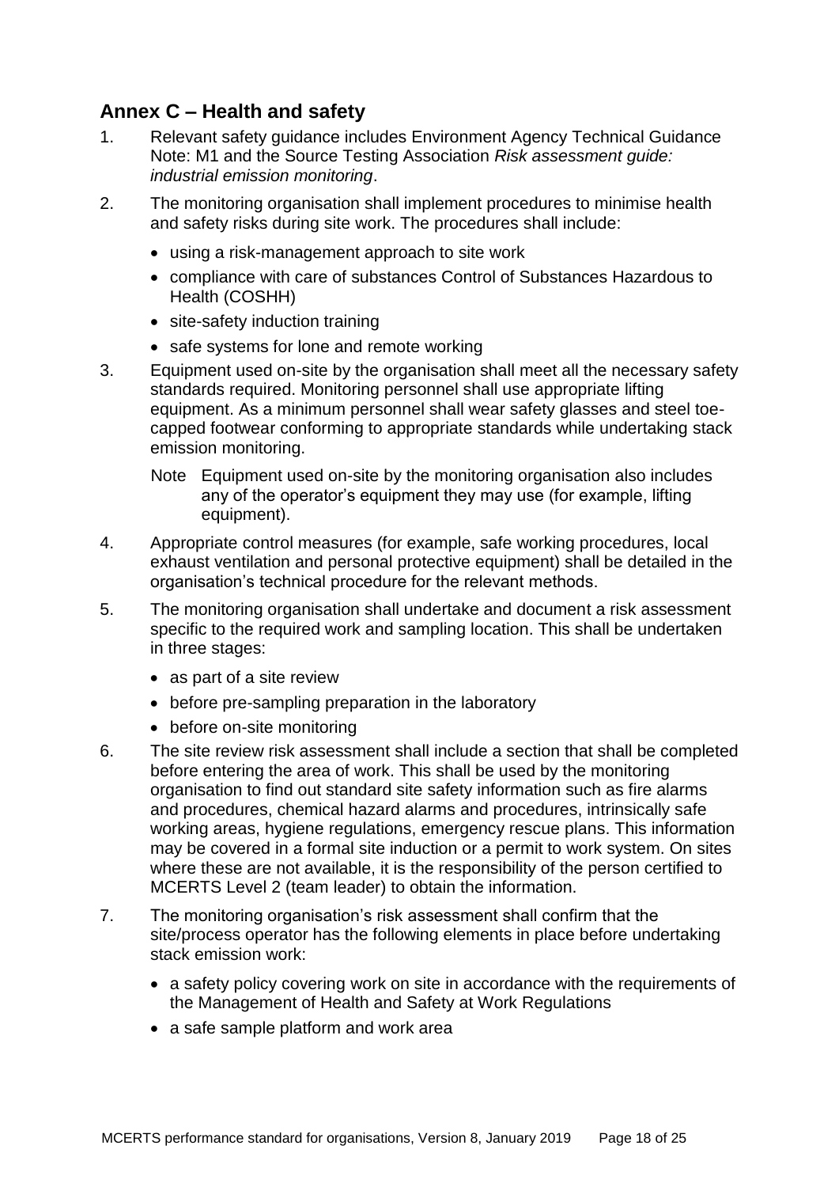## Annex C – Health and safety

1. Relevant safety guidance includes Environment Agency Technical Guidance Note: M1 and the Source Testing Association *Risk assessment guide: industrial emission monitoring*.

2. The monitoring organisation shall implement procedures to minimise health and safety risks during site work. The procedures shall include:
   - using a risk-management approach to site work
   - compliance with care of substances Control of Substances Hazardous to Health (COSHH)
   - site-safety induction training
   - safe systems for lone and remote working

3. Equipment used on-site by the organisation shall meet all the necessary safety standards required. Monitoring personnel shall use appropriate lifting equipment. As a minimum personnel shall wear safety glasses and steel toe-capped footwear conforming to appropriate standards while undertaking stack emission monitoring.

   Note Equipment used on-site by the monitoring organisation also includes any of the operator's equipment they may use (for example, lifting equipment).

4. Appropriate control measures (for example, safe working procedures, local exhaust ventilation and personal protective equipment) shall be detailed in the organisation's technical procedure for the relevant methods.

5. The monitoring organisation shall undertake and document a risk assessment specific to the required work and sampling location. This shall be undertaken in three stages:
   - as part of a site review
   - before pre-sampling preparation in the laboratory
   - before on-site monitoring

6. The site review risk assessment shall include a section that shall be completed before entering the area of work. This shall be used by the monitoring organisation to find out standard site safety information such as fire alarms and procedures, chemical hazard alarms and procedures, intrinsically safe working areas, hygiene regulations, emergency rescue plans. This information may be covered in a formal site induction or a permit to work system. On sites where these are not available, it is the responsibility of the person certified to MCERTS Level 2 (team leader) to obtain the information.

7. The monitoring organisation's risk assessment shall confirm that the site/process operator has the following elements in place before undertaking stack emission work:
   - a safety policy covering work on site in accordance with the requirements of the Management of Health and Safety at Work Regulations
   - a safe sample platform and work area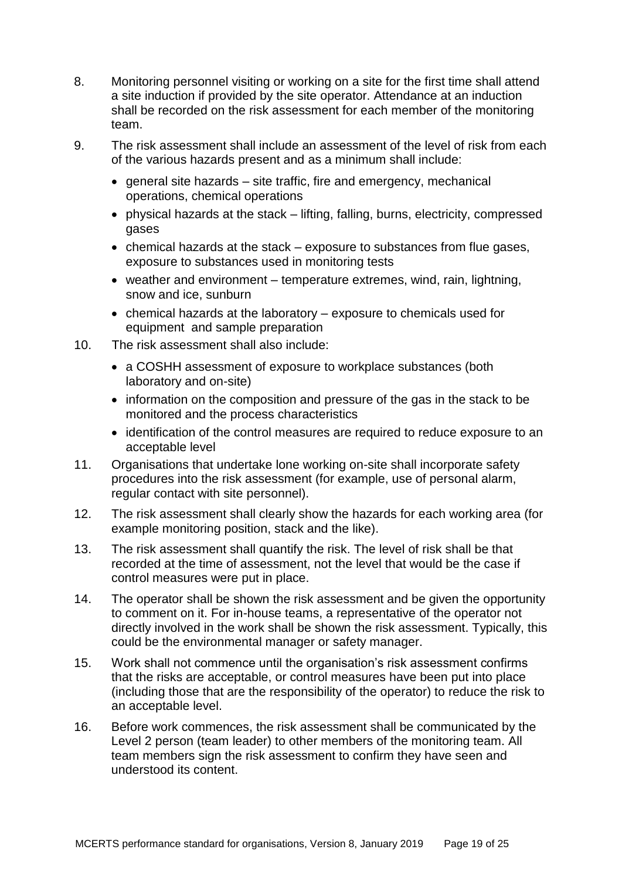8. Monitoring personnel visiting or working on a site for the first time shall attend a site induction if provided by the site operator. Attendance at an induction shall be recorded on the risk assessment for each member of the monitoring team.

9. The risk assessment shall include an assessment of the level of risk from each of the various hazards present and as a minimum shall include:

   - general site hazards – site traffic, fire and emergency, mechanical operations, chemical operations
   - physical hazards at the stack – lifting, falling, burns, electricity, compressed gases
   - chemical hazards at the stack – exposure to substances from flue gases, exposure to substances used in monitoring tests
   - weather and environment – temperature extremes, wind, rain, lightning, snow and ice, sunburn
   - chemical hazards at the laboratory – exposure to chemicals used for equipment and sample preparation

10. The risk assessment shall also include:

    - a COSHH assessment of exposure to workplace substances (both laboratory and on-site)
    - information on the composition and pressure of the gas in the stack to be monitored and the process characteristics
    - identification of the control measures are required to reduce exposure to an acceptable level

11. Organisations that undertake lone working on-site shall incorporate safety procedures into the risk assessment (for example, use of personal alarm, regular contact with site personnel).

12. The risk assessment shall clearly show the hazards for each working area (for example monitoring position, stack and the like).

13. The risk assessment shall quantify the risk. The level of risk shall be that recorded at the time of assessment, not the level that would be the case if control measures were put in place.

14. The operator shall be shown the risk assessment and be given the opportunity to comment on it. For in-house teams, a representative of the operator not directly involved in the work shall be shown the risk assessment. Typically, this could be the environmental manager or safety manager.

15. Work shall not commence until the organisation's risk assessment confirms that the risks are acceptable, or control measures have been put into place (including those that are the responsibility of the operator) to reduce the risk to an acceptable level.

16. Before work commences, the risk assessment shall be communicated by the Level 2 person (team leader) to other members of the monitoring team. All team members sign the risk assessment to confirm they have seen and understood its content.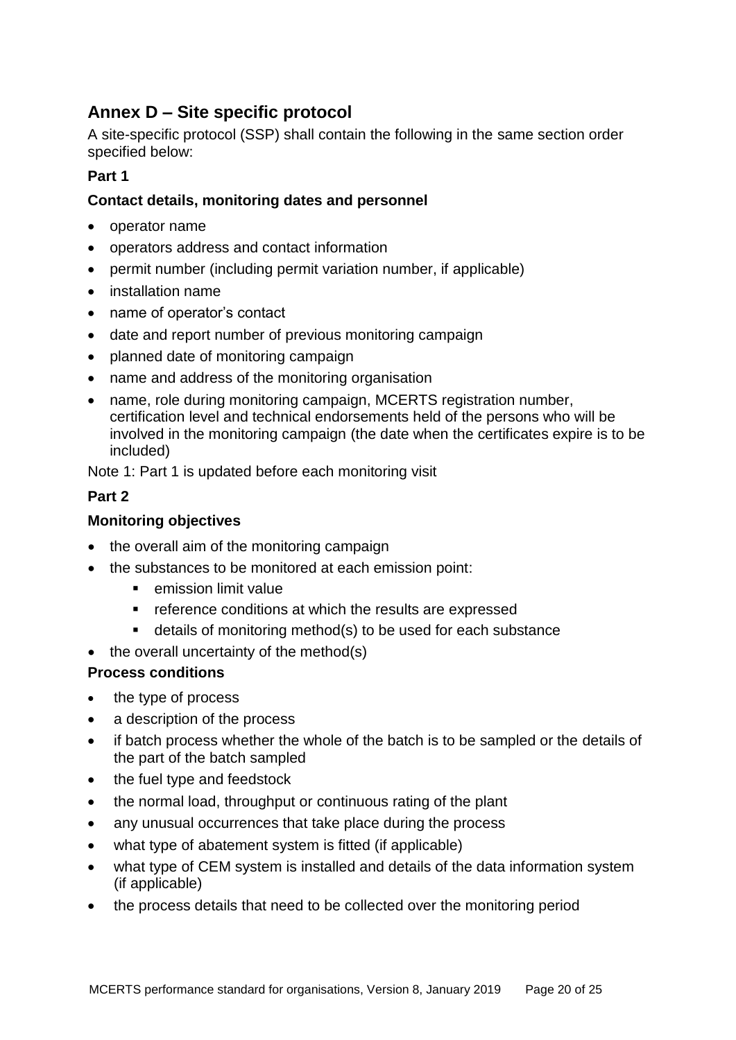## Annex D – Site specific protocol

A site-specific protocol (SSP) shall contain the following in the same section order specified below:

**Part 1**

**Contact details, monitoring dates and personnel**

- operator name
- operators address and contact information
- permit number (including permit variation number, if applicable)
- installation name
- name of operator's contact
- date and report number of previous monitoring campaign
- planned date of monitoring campaign
- name and address of the monitoring organisation
- name, role during monitoring campaign, MCERTS registration number, certification level and technical endorsements held of the persons who will be involved in the monitoring campaign (the date when the certificates expire is to be included)

Note 1: Part 1 is updated before each monitoring visit

**Part 2**

**Monitoring objectives**

- the overall aim of the monitoring campaign
- the substances to be monitored at each emission point:
  - emission limit value
  - reference conditions at which the results are expressed
  - details of monitoring method(s) to be used for each substance
- the overall uncertainty of the method(s)

**Process conditions**

- the type of process
- a description of the process
- if batch process whether the whole of the batch is to be sampled or the details of the part of the batch sampled
- the fuel type and feedstock
- the normal load, throughput or continuous rating of the plant
- any unusual occurrences that take place during the process
- what type of abatement system is fitted (if applicable)
- what type of CEM system is installed and details of the data information system (if applicable)
- the process details that need to be collected over the monitoring period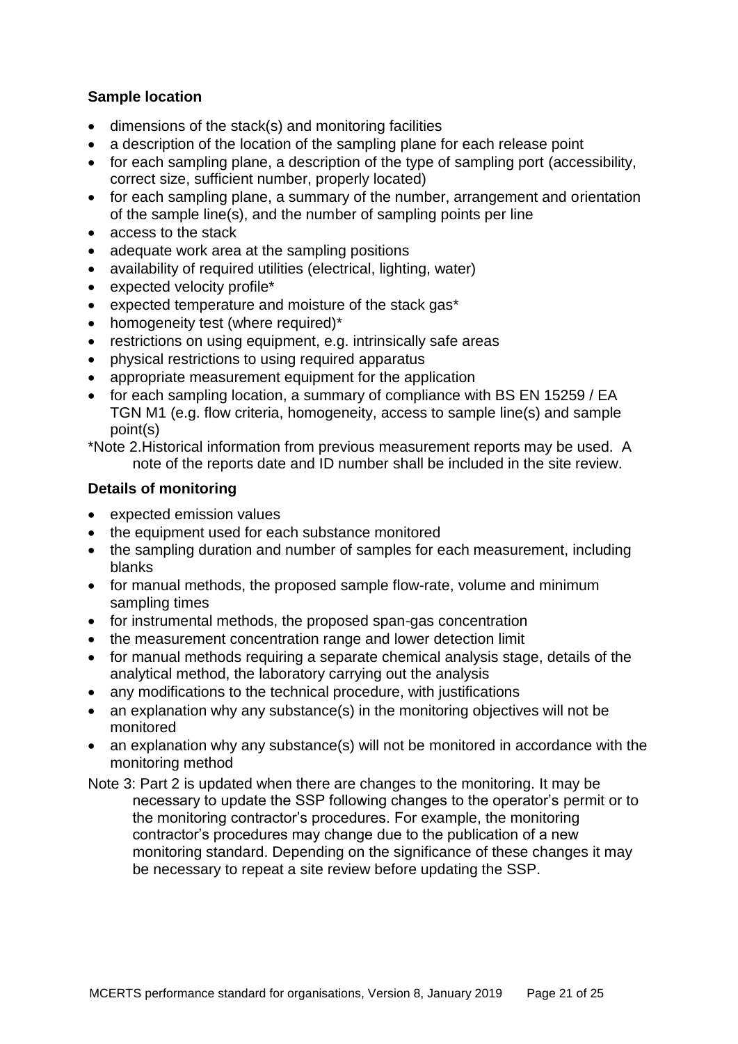**Sample location**

- dimensions of the stack(s) and monitoring facilities
- a description of the location of the sampling plane for each release point
- for each sampling plane, a description of the type of sampling port (accessibility, correct size, sufficient number, properly located)
- for each sampling plane, a summary of the number, arrangement and orientation of the sample line(s), and the number of sampling points per line
- access to the stack
- adequate work area at the sampling positions
- availability of required utilities (electrical, lighting, water)
- expected velocity profile*
- expected temperature and moisture of the stack gas*
- homogeneity test (where required)*
- restrictions on using equipment, e.g. intrinsically safe areas
- physical restrictions to using required apparatus
- appropriate measurement equipment for the application
- for each sampling location, a summary of compliance with BS EN 15259 / EA TGN M1 (e.g. flow criteria, homogeneity, access to sample line(s) and sample point(s)

*Note 2.Historical information from previous measurement reports may be used. A note of the reports date and ID number shall be included in the site review.

**Details of monitoring**

- expected emission values
- the equipment used for each substance monitored
- the sampling duration and number of samples for each measurement, including blanks
- for manual methods, the proposed sample flow-rate, volume and minimum sampling times
- for instrumental methods, the proposed span-gas concentration
- the measurement concentration range and lower detection limit
- for manual methods requiring a separate chemical analysis stage, details of the analytical method, the laboratory carrying out the analysis
- any modifications to the technical procedure, with justifications
- an explanation why any substance(s) in the monitoring objectives will not be monitored
- an explanation why any substance(s) will not be monitored in accordance with the monitoring method

Note 3: Part 2 is updated when there are changes to the monitoring. It may be necessary to update the SSP following changes to the operator's permit or to the monitoring contractor's procedures. For example, the monitoring contractor's procedures may change due to the publication of a new monitoring standard. Depending on the significance of these changes it may be necessary to repeat a site review before updating the SSP.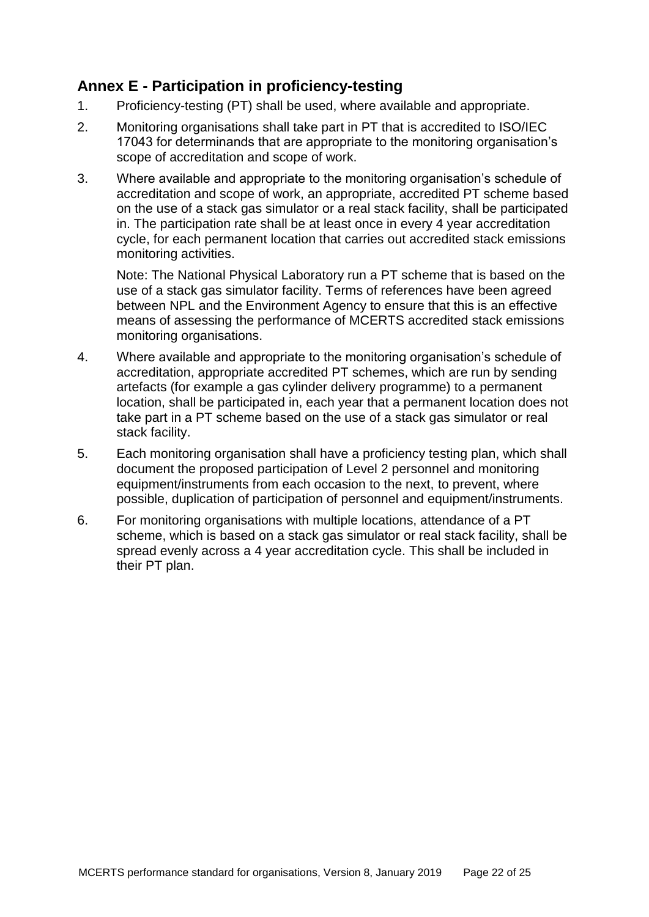## Annex E - Participation in proficiency-testing

1. Proficiency-testing (PT) shall be used, where available and appropriate.
2. Monitoring organisations shall take part in PT that is accredited to ISO/IEC 17043 for determinands that are appropriate to the monitoring organisation's scope of accreditation and scope of work.
3. Where available and appropriate to the monitoring organisation's schedule of accreditation and scope of work, an appropriate, accredited PT scheme based on the use of a stack gas simulator or a real stack facility, shall be participated in. The participation rate shall be at least once in every 4 year accreditation cycle, for each permanent location that carries out accredited stack emissions monitoring activities.

   Note: The National Physical Laboratory run a PT scheme that is based on the use of a stack gas simulator facility. Terms of references have been agreed between NPL and the Environment Agency to ensure that this is an effective means of assessing the performance of MCERTS accredited stack emissions monitoring organisations.
4. Where available and appropriate to the monitoring organisation's schedule of accreditation, appropriate accredited PT schemes, which are run by sending artefacts (for example a gas cylinder delivery programme) to a permanent location, shall be participated in, each year that a permanent location does not take part in a PT scheme based on the use of a stack gas simulator or real stack facility.
5. Each monitoring organisation shall have a proficiency testing plan, which shall document the proposed participation of Level 2 personnel and monitoring equipment/instruments from each occasion to the next, to prevent, where possible, duplication of participation of personnel and equipment/instruments.
6. For monitoring organisations with multiple locations, attendance of a PT scheme, which is based on a stack gas simulator or real stack facility, shall be spread evenly across a 4 year accreditation cycle. This shall be included in their PT plan.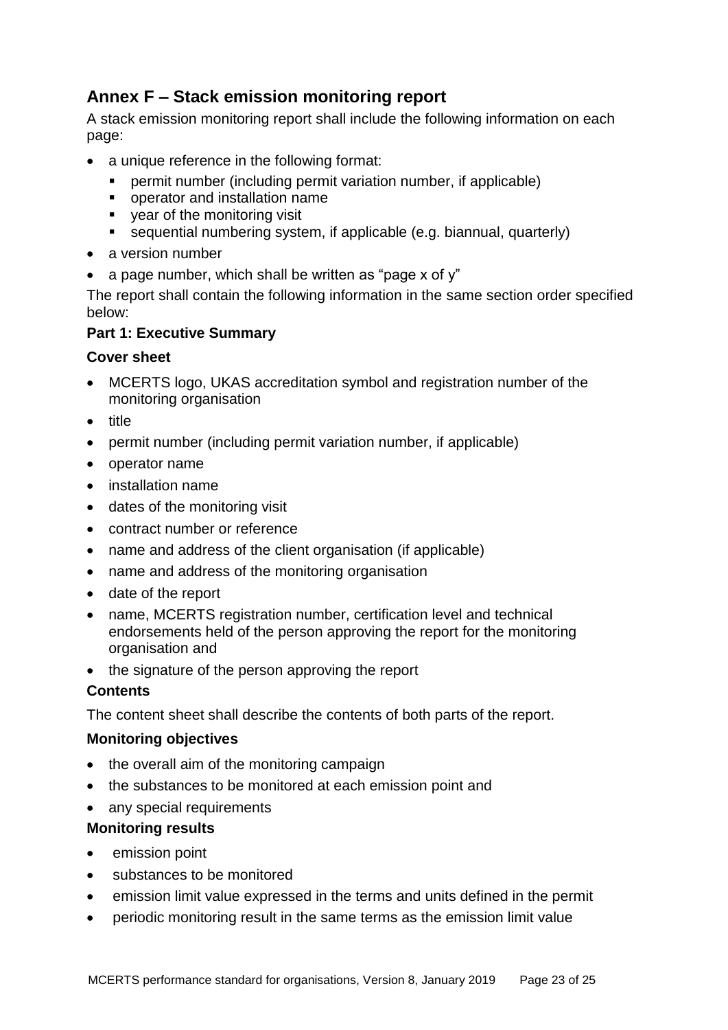## Annex F – Stack emission monitoring report

A stack emission monitoring report shall include the following information on each page:

- a unique reference in the following format:
  - permit number (including permit variation number, if applicable)
  - operator and installation name
  - year of the monitoring visit
  - sequential numbering system, if applicable (e.g. biannual, quarterly)
- a version number
- a page number, which shall be written as "page x of y"

The report shall contain the following information in the same section order specified below:

**Part 1: Executive Summary**

**Cover sheet**

- MCERTS logo, UKAS accreditation symbol and registration number of the monitoring organisation
- title
- permit number (including permit variation number, if applicable)
- operator name
- installation name
- dates of the monitoring visit
- contract number or reference
- name and address of the client organisation (if applicable)
- name and address of the monitoring organisation
- date of the report
- name, MCERTS registration number, certification level and technical endorsements held of the person approving the report for the monitoring organisation and
- the signature of the person approving the report

**Contents**

The content sheet shall describe the contents of both parts of the report.

**Monitoring objectives**

- the overall aim of the monitoring campaign
- the substances to be monitored at each emission point and
- any special requirements

**Monitoring results**

- emission point
- substances to be monitored
- emission limit value expressed in the terms and units defined in the permit
- periodic monitoring result in the same terms as the emission limit value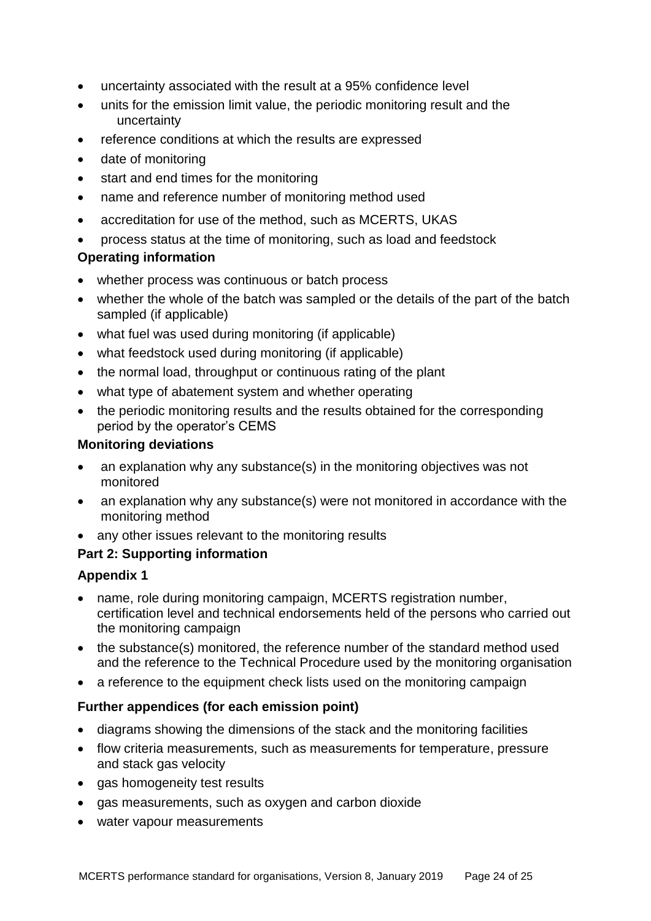- uncertainty associated with the result at a 95% confidence level
- units for the emission limit value, the periodic monitoring result and the uncertainty
- reference conditions at which the results are expressed
- date of monitoring
- start and end times for the monitoring
- name and reference number of monitoring method used
- accreditation for use of the method, such as MCERTS, UKAS
- process status at the time of monitoring, such as load and feedstock

**Operating information**

- whether process was continuous or batch process
- whether the whole of the batch was sampled or the details of the part of the batch sampled (if applicable)
- what fuel was used during monitoring (if applicable)
- what feedstock used during monitoring (if applicable)
- the normal load, throughput or continuous rating of the plant
- what type of abatement system and whether operating
- the periodic monitoring results and the results obtained for the corresponding period by the operator's CEMS

**Monitoring deviations**

- an explanation why any substance(s) in the monitoring objectives was not monitored
- an explanation why any substance(s) were not monitored in accordance with the monitoring method
- any other issues relevant to the monitoring results

**Part 2: Supporting information**

**Appendix 1**

- name, role during monitoring campaign, MCERTS registration number, certification level and technical endorsements held of the persons who carried out the monitoring campaign
- the substance(s) monitored, the reference number of the standard method used and the reference to the Technical Procedure used by the monitoring organisation
- a reference to the equipment check lists used on the monitoring campaign

**Further appendices (for each emission point)**

- diagrams showing the dimensions of the stack and the monitoring facilities
- flow criteria measurements, such as measurements for temperature, pressure and stack gas velocity
- gas homogeneity test results
- gas measurements, such as oxygen and carbon dioxide
- water vapour measurements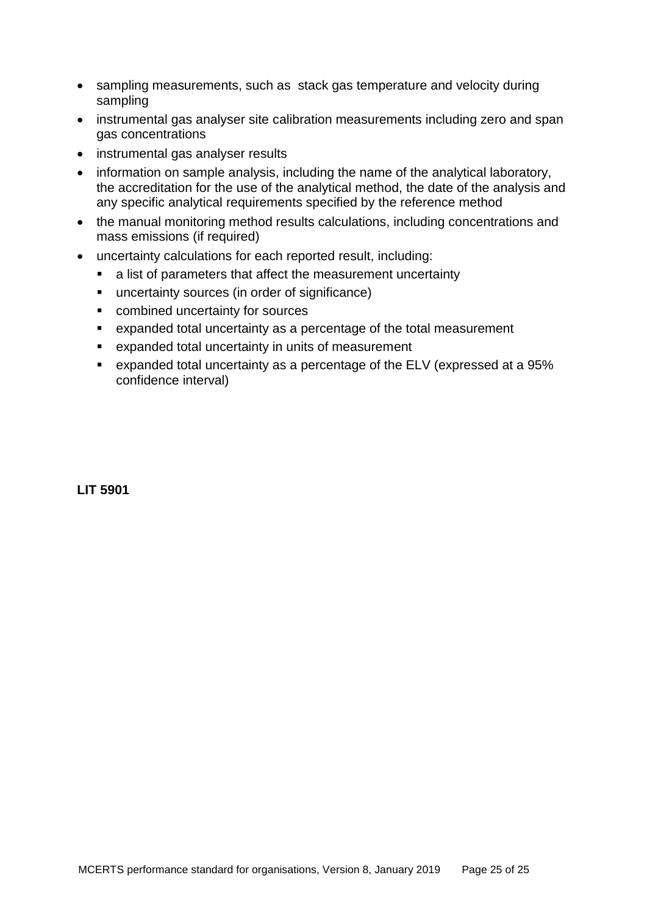- sampling measurements, such as stack gas temperature and velocity during sampling
- instrumental gas analyser site calibration measurements including zero and span gas concentrations
- instrumental gas analyser results
- information on sample analysis, including the name of the analytical laboratory, the accreditation for the use of the analytical method, the date of the analysis and any specific analytical requirements specified by the reference method
- the manual monitoring method results calculations, including concentrations and mass emissions (if required)
- uncertainty calculations for each reported result, including:
  - a list of parameters that affect the measurement uncertainty
  - uncertainty sources (in order of significance)
  - combined uncertainty for sources
  - expanded total uncertainty as a percentage of the total measurement
  - expanded total uncertainty in units of measurement
  - expanded total uncertainty as a percentage of the ELV (expressed at a 95% confidence interval)

**LIT 5901**